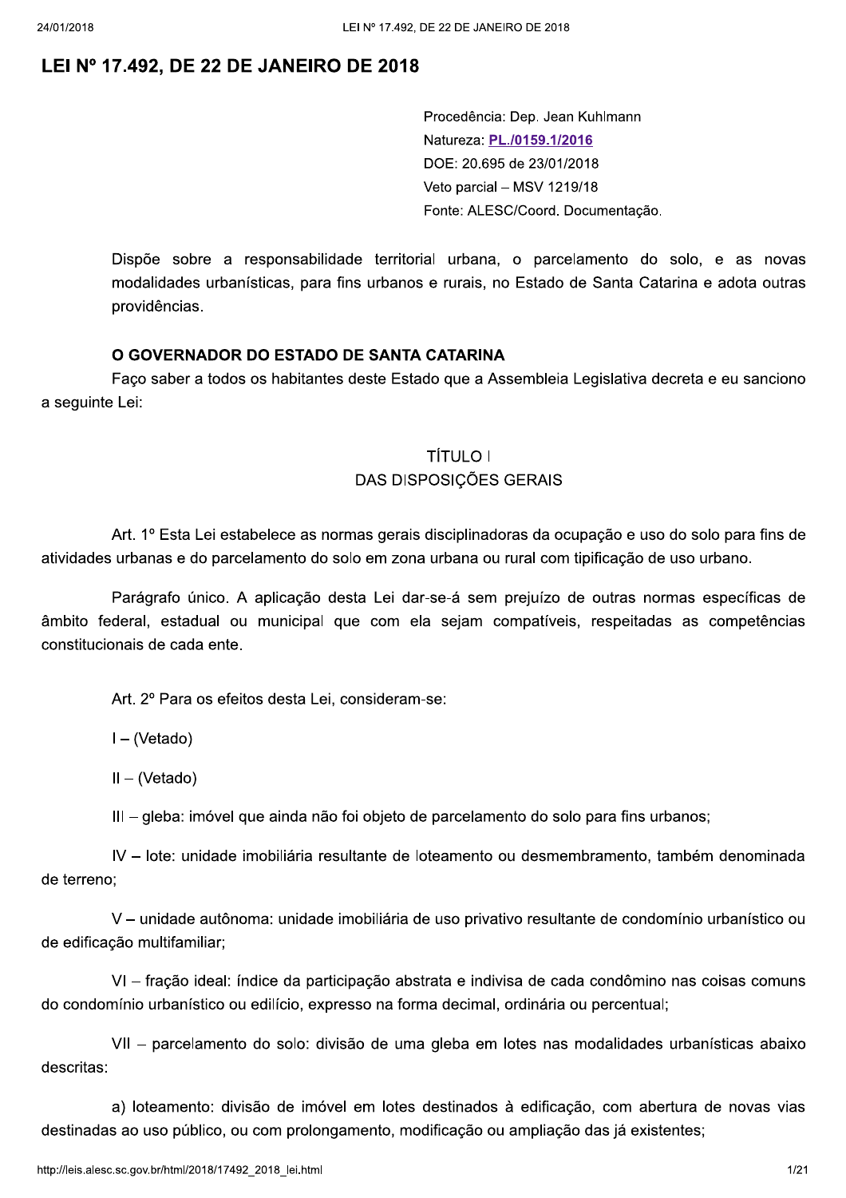# LEI Nº 17.492, DE 22 DE JANEIRO DE 2018

Procedência: Dep. Jean Kuhlmann
Natureza: PL./0159.1/2016
DOE: 20.695 de 23/01/2018
Veto parcial – MSV 1219/18
Fonte: ALESC/Coord. Documentação.

Dispõe sobre a responsabilidade territorial urbana, o parcelamento do solo, e as novas modalidades urbanísticas, para fins urbanos e rurais, no Estado de Santa Catarina e adota outras providências.

**O GOVERNADOR DO ESTADO DE SANTA CATARINA**

Faço saber a todos os habitantes deste Estado que a Assembleia Legislativa decreta e eu sanciono a seguinte Lei:

## TÍTULO I
## DAS DISPOSIÇÕES GERAIS

Art. 1º Esta Lei estabelece as normas gerais disciplinadoras da ocupação e uso do solo para fins de atividades urbanas e do parcelamento do solo em zona urbana ou rural com tipificação de uso urbano.

Parágrafo único. A aplicação desta Lei dar-se-á sem prejuízo de outras normas específicas de âmbito federal, estadual ou municipal que com ela sejam compatíveis, respeitadas as competências constitucionais de cada ente.

Art. 2º Para os efeitos desta Lei, consideram-se:

I – (Vetado)

II – (Vetado)

III – gleba: imóvel que ainda não foi objeto de parcelamento do solo para fins urbanos;

IV – lote: unidade imobiliária resultante de loteamento ou desmembramento, também denominada de terreno;

V – unidade autônoma: unidade imobiliária de uso privativo resultante de condomínio urbanístico ou de edificação multifamiliar;

VI – fração ideal: índice da participação abstrata e indivisa de cada condômino nas coisas comuns do condomínio urbanístico ou edilício, expresso na forma decimal, ordinária ou percentual;

VII – parcelamento do solo: divisão de uma gleba em lotes nas modalidades urbanísticas abaixo descritas:

a) loteamento: divisão de imóvel em lotes destinados à edificação, com abertura de novas vias destinadas ao uso público, ou com prolongamento, modificação ou ampliação das já existentes;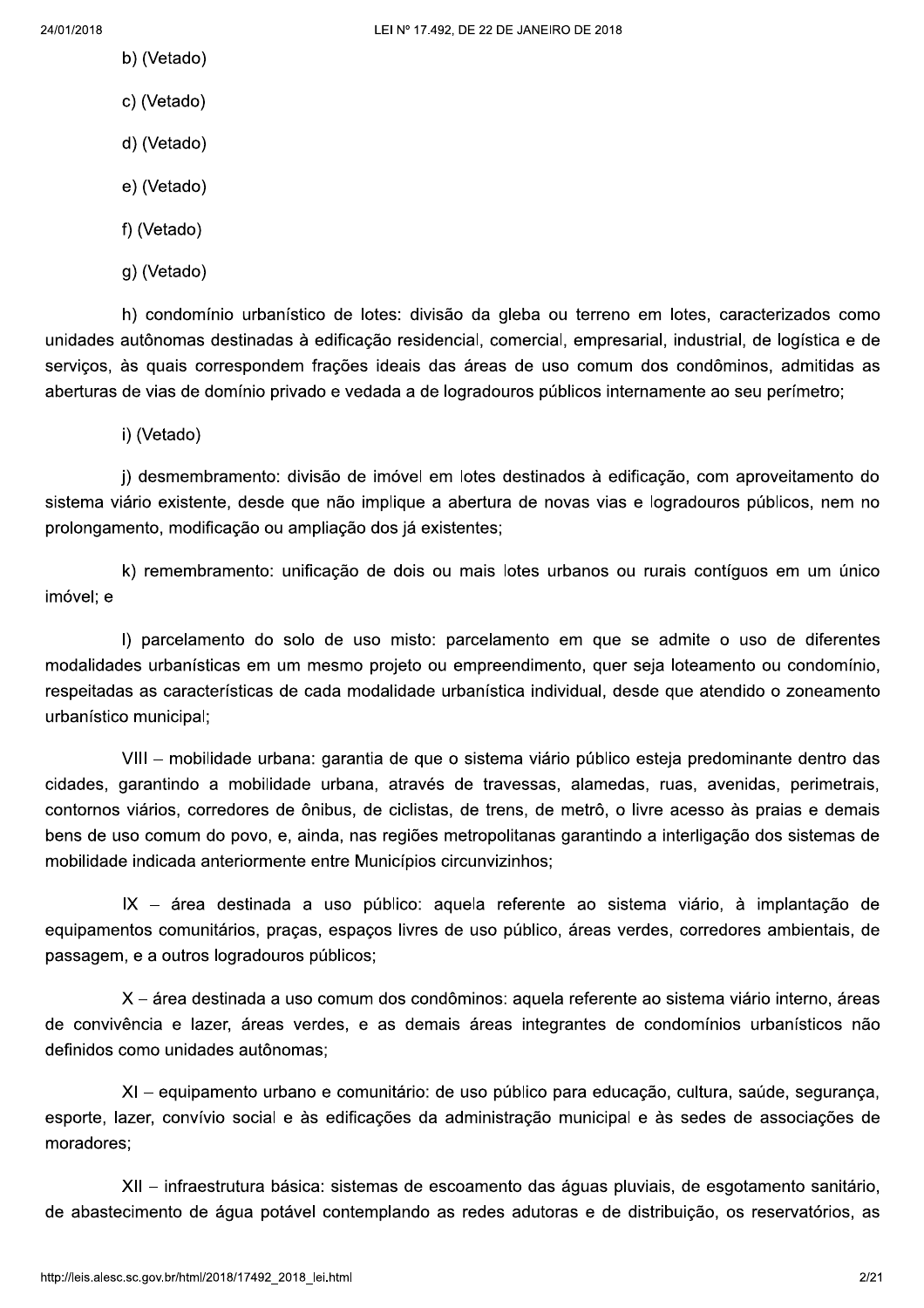b) (Vetado)

c) (Vetado)

d) (Vetado)

e) (Vetado)

f) (Vetado)

g) (Vetado)

h) condomínio urbanístico de lotes: divisão da gleba ou terreno em lotes, caracterizados como unidades autônomas destinadas à edificação residencial, comercial, empresarial, industrial, de logística e de serviços, às quais correspondem frações ideais das áreas de uso comum dos condôminos, admitidas as aberturas de vias de domínio privado e vedada a de logradouros públicos internamente ao seu perímetro;

i) (Vetado)

j) desmembramento: divisão de imóvel em lotes destinados à edificação, com aproveitamento do sistema viário existente, desde que não implique a abertura de novas vias e logradouros públicos, nem no prolongamento, modificação ou ampliação dos já existentes;

k) remembramento: unificação de dois ou mais lotes urbanos ou rurais contíguos em um único imóvel; e

l) parcelamento do solo de uso misto: parcelamento em que se admite o uso de diferentes modalidades urbanísticas em um mesmo projeto ou empreendimento, quer seja loteamento ou condomínio, respeitadas as características de cada modalidade urbanística individual, desde que atendido o zoneamento urbanístico municipal;

VIII – mobilidade urbana: garantia de que o sistema viário público esteja predominante dentro das cidades, garantindo a mobilidade urbana, através de travessas, alamedas, ruas, avenidas, perimetrais, contornos viários, corredores de ônibus, de ciclistas, de trens, de metrô, o livre acesso às praias e demais bens de uso comum do povo, e, ainda, nas regiões metropolitanas garantindo a interligação dos sistemas de mobilidade indicada anteriormente entre Municípios circunvizinhos;

IX – área destinada a uso público: aquela referente ao sistema viário, à implantação de equipamentos comunitários, praças, espaços livres de uso público, áreas verdes, corredores ambientais, de passagem, e a outros logradouros públicos;

X – área destinada a uso comum dos condôminos: aquela referente ao sistema viário interno, áreas de convivência e lazer, áreas verdes, e as demais áreas integrantes de condomínios urbanísticos não definidos como unidades autônomas;

XI – equipamento urbano e comunitário: de uso público para educação, cultura, saúde, segurança, esporte, lazer, convívio social e às edificações da administração municipal e às sedes de associações de moradores;

XII – infraestrutura básica: sistemas de escoamento das águas pluviais, de esgotamento sanitário, de abastecimento de água potável contemplando as redes adutoras e de distribuição, os reservatórios, as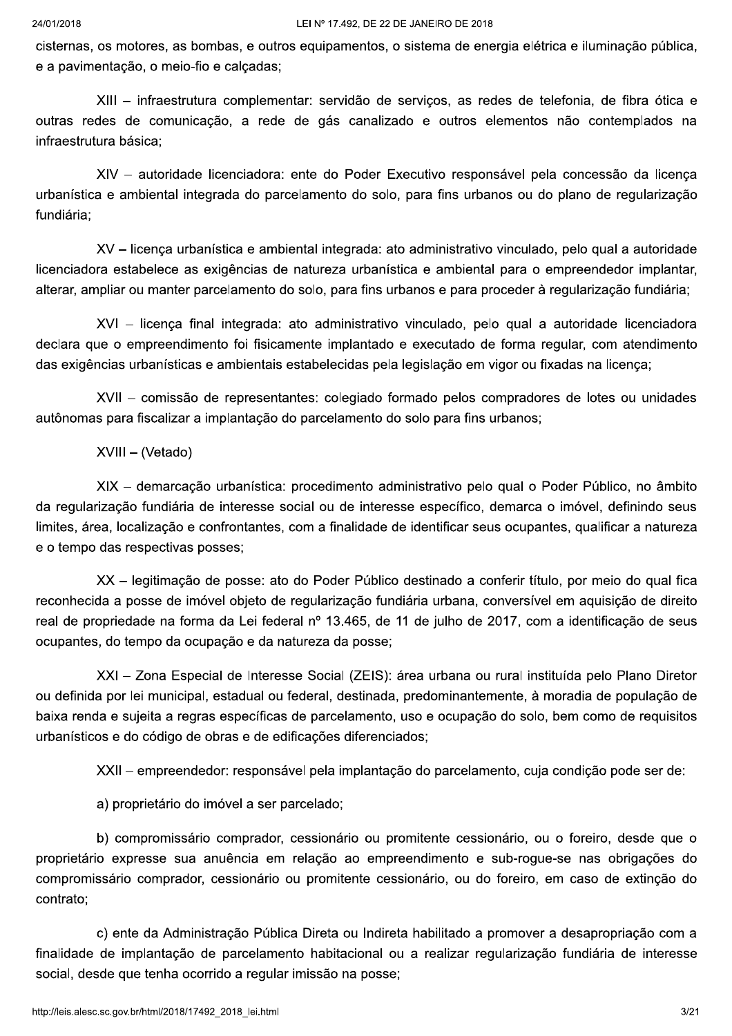cisternas, os motores, as bombas, e outros equipamentos, o sistema de energia elétrica e iluminação pública, e a pavimentação, o meio-fio e calçadas;

XIII – infraestrutura complementar: servidão de serviços, as redes de telefonia, de fibra ótica e outras redes de comunicação, a rede de gás canalizado e outros elementos não contemplados na infraestrutura básica;

XIV – autoridade licenciadora: ente do Poder Executivo responsável pela concessão da licença urbanística e ambiental integrada do parcelamento do solo, para fins urbanos ou do plano de regularização fundiária;

XV – licença urbanística e ambiental integrada: ato administrativo vinculado, pelo qual a autoridade licenciadora estabelece as exigências de natureza urbanística e ambiental para o empreendedor implantar, alterar, ampliar ou manter parcelamento do solo, para fins urbanos e para proceder à regularização fundiária;

XVI – licença final integrada: ato administrativo vinculado, pelo qual a autoridade licenciadora declara que o empreendimento foi fisicamente implantado e executado de forma regular, com atendimento das exigências urbanísticas e ambientais estabelecidas pela legislação em vigor ou fixadas na licença;

XVII – comissão de representantes: colegiado formado pelos compradores de lotes ou unidades autônomas para fiscalizar a implantação do parcelamento do solo para fins urbanos;

XVIII – (Vetado)

XIX – demarcação urbanística: procedimento administrativo pelo qual o Poder Público, no âmbito da regularização fundiária de interesse social ou de interesse específico, demarca o imóvel, definindo seus limites, área, localização e confrontantes, com a finalidade de identificar seus ocupantes, qualificar a natureza e o tempo das respectivas posses;

XX – legitimação de posse: ato do Poder Público destinado a conferir título, por meio do qual fica reconhecida a posse de imóvel objeto de regularização fundiária urbana, conversível em aquisição de direito real de propriedade na forma da Lei federal nº 13.465, de 11 de julho de 2017, com a identificação de seus ocupantes, do tempo da ocupação e da natureza da posse;

XXI – Zona Especial de Interesse Social (ZEIS): área urbana ou rural instituída pelo Plano Diretor ou definida por lei municipal, estadual ou federal, destinada, predominantemente, à moradia de população de baixa renda e sujeita a regras específicas de parcelamento, uso e ocupação do solo, bem como de requisitos urbanísticos e do código de obras e de edificações diferenciados;

XXII – empreendedor: responsável pela implantação do parcelamento, cuja condição pode ser de:

a) proprietário do imóvel a ser parcelado;

b) compromissário comprador, cessionário ou promitente cessionário, ou o foreiro, desde que o proprietário expresse sua anuência em relação ao empreendimento e sub-rogue-se nas obrigações do compromissário comprador, cessionário ou promitente cessionário, ou do foreiro, em caso de extinção do contrato;

c) ente da Administração Pública Direta ou Indireta habilitado a promover a desapropriação com a finalidade de implantação de parcelamento habitacional ou a realizar regularização fundiária de interesse social, desde que tenha ocorrido a regular imissão na posse;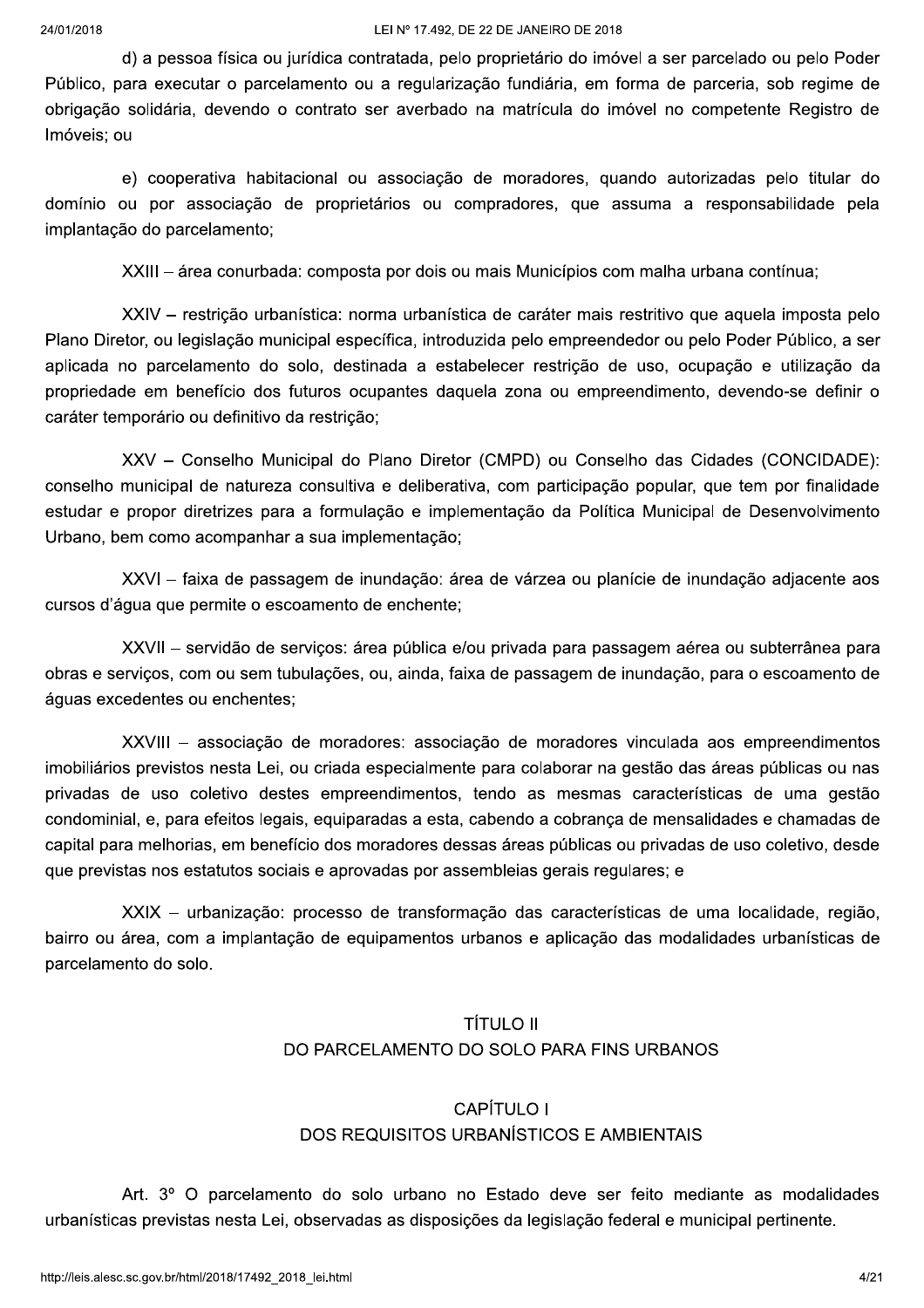d) a pessoa física ou jurídica contratada, pelo proprietário do imóvel a ser parcelado ou pelo Poder Público, para executar o parcelamento ou a regularização fundiária, em forma de parceria, sob regime de obrigação solidária, devendo o contrato ser averbado na matrícula do imóvel no competente Registro de Imóveis; ou

e) cooperativa habitacional ou associação de moradores, quando autorizadas pelo titular do domínio ou por associação de proprietários ou compradores, que assuma a responsabilidade pela implantação do parcelamento;

XXIII – área conurbada: composta por dois ou mais Municípios com malha urbana contínua;

XXIV – restrição urbanística: norma urbanística de caráter mais restritivo que aquela imposta pelo Plano Diretor, ou legislação municipal específica, introduzida pelo empreendedor ou pelo Poder Público, a ser aplicada no parcelamento do solo, destinada a estabelecer restrição de uso, ocupação e utilização da propriedade em benefício dos futuros ocupantes daquela zona ou empreendimento, devendo-se definir o caráter temporário ou definitivo da restrição;

XXV – Conselho Municipal do Plano Diretor (CMPD) ou Conselho das Cidades (CONCIDADE): conselho municipal de natureza consultiva e deliberativa, com participação popular, que tem por finalidade estudar e propor diretrizes para a formulação e implementação da Política Municipal de Desenvolvimento Urbano, bem como acompanhar a sua implementação;

XXVI – faixa de passagem de inundação: área de várzea ou planície de inundação adjacente aos cursos d'água que permite o escoamento de enchente;

XXVII – servidão de serviços: área pública e/ou privada para passagem aérea ou subterrânea para obras e serviços, com ou sem tubulações, ou, ainda, faixa de passagem de inundação, para o escoamento de águas excedentes ou enchentes;

XXVIII – associação de moradores: associação de moradores vinculada aos empreendimentos imobiliários previstos nesta Lei, ou criada especialmente para colaborar na gestão das áreas públicas ou nas privadas de uso coletivo destes empreendimentos, tendo as mesmas características de uma gestão condominial, e, para efeitos legais, equiparadas a esta, cabendo a cobrança de mensalidades e chamadas de capital para melhorias, em benefício dos moradores dessas áreas públicas ou privadas de uso coletivo, desde que previstas nos estatutos sociais e aprovadas por assembleias gerais regulares; e

XXIX – urbanização: processo de transformação das características de uma localidade, região, bairro ou área, com a implantação de equipamentos urbanos e aplicação das modalidades urbanísticas de parcelamento do solo.

## TÍTULO II
## DO PARCELAMENTO DO SOLO PARA FINS URBANOS

### CAPÍTULO I
### DOS REQUISITOS URBANÍSTICOS E AMBIENTAIS

Art. 3º O parcelamento do solo urbano no Estado deve ser feito mediante as modalidades urbanísticas previstas nesta Lei, observadas as disposições da legislação federal e municipal pertinente.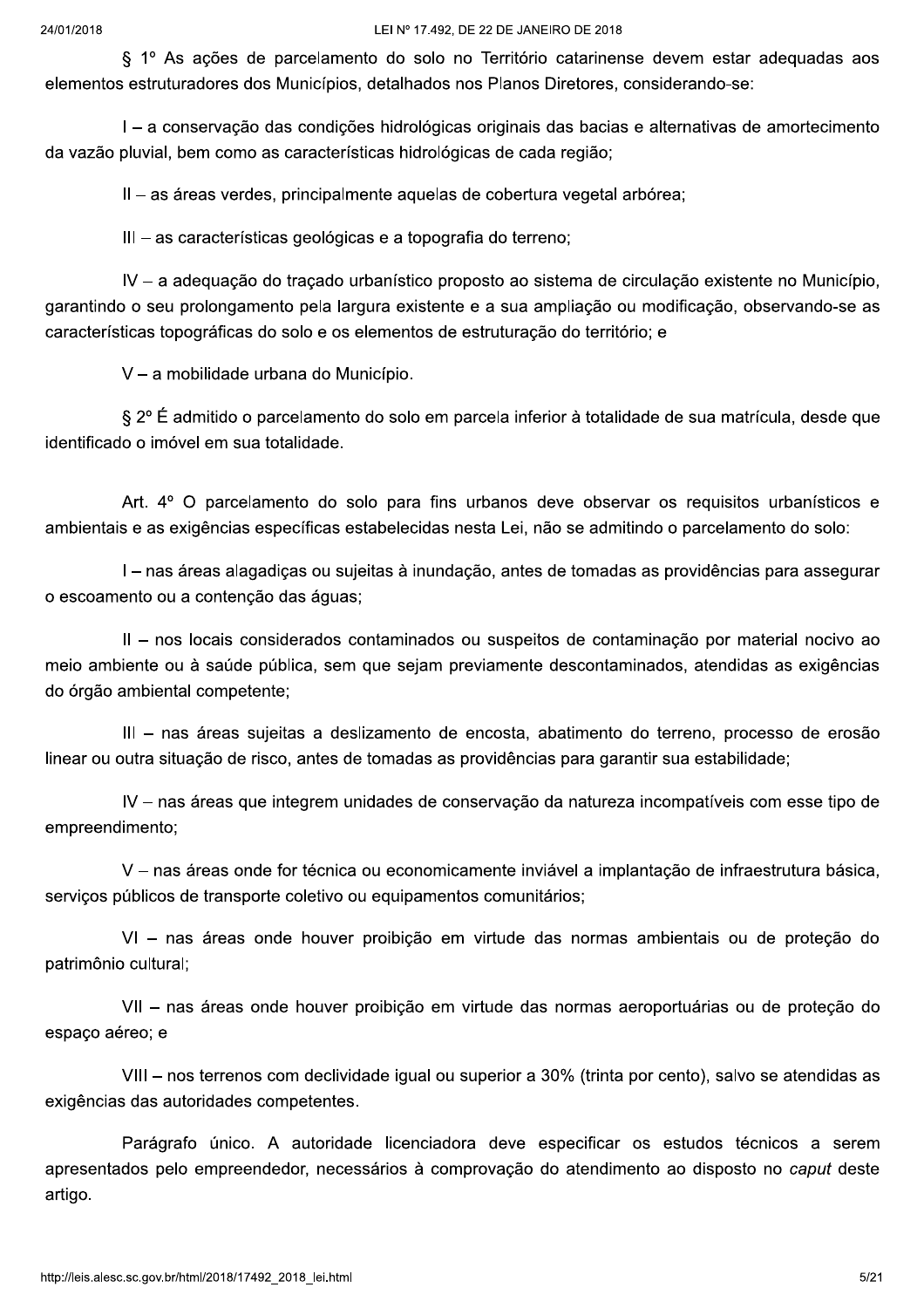§ 1º As ações de parcelamento do solo no Território catarinense devem estar adequadas aos elementos estruturadores dos Municípios, detalhados nos Planos Diretores, considerando-se:

I – a conservação das condições hidrológicas originais das bacias e alternativas de amortecimento da vazão pluvial, bem como as características hidrológicas de cada região;

II – as áreas verdes, principalmente aquelas de cobertura vegetal arbórea;

III – as características geológicas e a topografia do terreno;

IV – a adequação do traçado urbanístico proposto ao sistema de circulação existente no Município, garantindo o seu prolongamento pela largura existente e a sua ampliação ou modificação, observando-se as características topográficas do solo e os elementos de estruturação do território; e

V – a mobilidade urbana do Município.

§ 2º É admitido o parcelamento do solo em parcela inferior à totalidade de sua matrícula, desde que identificado o imóvel em sua totalidade.

Art. 4º O parcelamento do solo para fins urbanos deve observar os requisitos urbanísticos e ambientais e as exigências específicas estabelecidas nesta Lei, não se admitindo o parcelamento do solo:

I – nas áreas alagadiças ou sujeitas à inundação, antes de tomadas as providências para assegurar o escoamento ou a contenção das águas;

II – nos locais considerados contaminados ou suspeitos de contaminação por material nocivo ao meio ambiente ou à saúde pública, sem que sejam previamente descontaminados, atendidas as exigências do órgão ambiental competente;

III – nas áreas sujeitas a deslizamento de encosta, abatimento do terreno, processo de erosão linear ou outra situação de risco, antes de tomadas as providências para garantir sua estabilidade;

IV – nas áreas que integrem unidades de conservação da natureza incompatíveis com esse tipo de empreendimento;

V – nas áreas onde for técnica ou economicamente inviável a implantação de infraestrutura básica, serviços públicos de transporte coletivo ou equipamentos comunitários;

VI – nas áreas onde houver proibição em virtude das normas ambientais ou de proteção do patrimônio cultural;

VII – nas áreas onde houver proibição em virtude das normas aeroportuárias ou de proteção do espaço aéreo; e

VIII – nos terrenos com declividade igual ou superior a 30% (trinta por cento), salvo se atendidas as exigências das autoridades competentes.

Parágrafo único. A autoridade licenciadora deve especificar os estudos técnicos a serem apresentados pelo empreendedor, necessários à comprovação do atendimento ao disposto no *caput* deste artigo.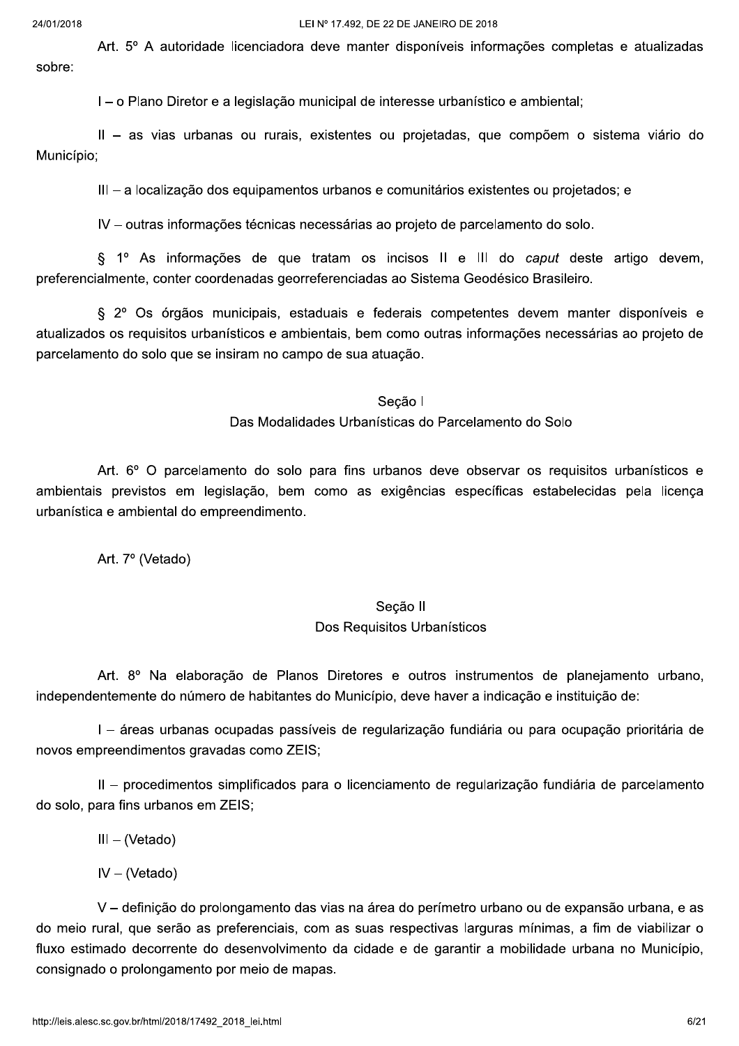Art. 5º A autoridade licenciadora deve manter disponíveis informações completas e atualizadas sobre:

I – o Plano Diretor e a legislação municipal de interesse urbanístico e ambiental;

II – as vias urbanas ou rurais, existentes ou projetadas, que compõem o sistema viário do Município;

III – a localização dos equipamentos urbanos e comunitários existentes ou projetados; e

IV – outras informações técnicas necessárias ao projeto de parcelamento do solo.

§ 1º As informações de que tratam os incisos II e III do *caput* deste artigo devem, preferencialmente, conter coordenadas georreferenciadas ao Sistema Geodésico Brasileiro.

§ 2º Os órgãos municipais, estaduais e federais competentes devem manter disponíveis e atualizados os requisitos urbanísticos e ambientais, bem como outras informações necessárias ao projeto de parcelamento do solo que se insiram no campo de sua atuação.

## Seção I
## Das Modalidades Urbanísticas do Parcelamento do Solo

Art. 6º O parcelamento do solo para fins urbanos deve observar os requisitos urbanísticos e ambientais previstos em legislação, bem como as exigências específicas estabelecidas pela licença urbanística e ambiental do empreendimento.

Art. 7º (Vetado)

## Seção II
## Dos Requisitos Urbanísticos

Art. 8º Na elaboração de Planos Diretores e outros instrumentos de planejamento urbano, independentemente do número de habitantes do Município, deve haver a indicação e instituição de:

I – áreas urbanas ocupadas passíveis de regularização fundiária ou para ocupação prioritária de novos empreendimentos gravadas como ZEIS;

II – procedimentos simplificados para o licenciamento de regularização fundiária de parcelamento do solo, para fins urbanos em ZEIS;

III – (Vetado)

IV – (Vetado)

V – definição do prolongamento das vias na área do perímetro urbano ou de expansão urbana, e as do meio rural, que serão as preferenciais, com as suas respectivas larguras mínimas, a fim de viabilizar o fluxo estimado decorrente do desenvolvimento da cidade e de garantir a mobilidade urbana no Município, consignado o prolongamento por meio de mapas.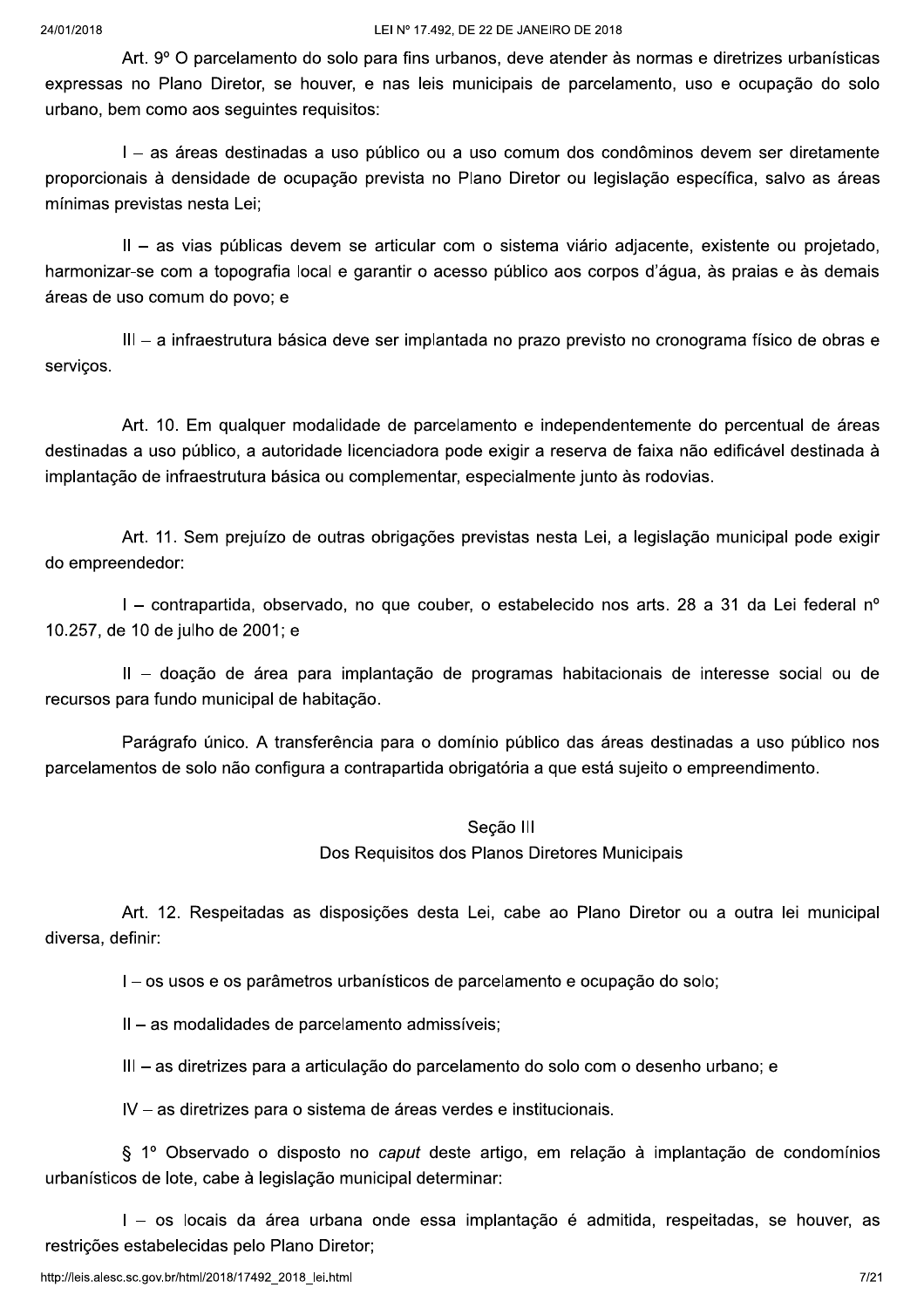Art. 9º O parcelamento do solo para fins urbanos, deve atender às normas e diretrizes urbanísticas expressas no Plano Diretor, se houver, e nas leis municipais de parcelamento, uso e ocupação do solo urbano, bem como aos seguintes requisitos:

I – as áreas destinadas a uso público ou a uso comum dos condôminos devem ser diretamente proporcionais à densidade de ocupação prevista no Plano Diretor ou legislação específica, salvo as áreas mínimas previstas nesta Lei;

II – as vias públicas devem se articular com o sistema viário adjacente, existente ou projetado, harmonizar-se com a topografia local e garantir o acesso público aos corpos d'água, às praias e às demais áreas de uso comum do povo; e

III – a infraestrutura básica deve ser implantada no prazo previsto no cronograma físico de obras e serviços.

Art. 10. Em qualquer modalidade de parcelamento e independentemente do percentual de áreas destinadas a uso público, a autoridade licenciadora pode exigir a reserva de faixa não edificável destinada à implantação de infraestrutura básica ou complementar, especialmente junto às rodovias.

Art. 11. Sem prejuízo de outras obrigações previstas nesta Lei, a legislação municipal pode exigir do empreendedor:

I – contrapartida, observado, no que couber, o estabelecido nos arts. 28 a 31 da Lei federal nº 10.257, de 10 de julho de 2001; e

II – doação de área para implantação de programas habitacionais de interesse social ou de recursos para fundo municipal de habitação.

Parágrafo único. A transferência para o domínio público das áreas destinadas a uso público nos parcelamentos de solo não configura a contrapartida obrigatória a que está sujeito o empreendimento.

## Seção III
## Dos Requisitos dos Planos Diretores Municipais

Art. 12. Respeitadas as disposições desta Lei, cabe ao Plano Diretor ou a outra lei municipal diversa, definir:

I – os usos e os parâmetros urbanísticos de parcelamento e ocupação do solo;

II – as modalidades de parcelamento admissíveis;

III – as diretrizes para a articulação do parcelamento do solo com o desenho urbano; e

IV – as diretrizes para o sistema de áreas verdes e institucionais.

§ 1º Observado o disposto no *caput* deste artigo, em relação à implantação de condomínios urbanísticos de lote, cabe à legislação municipal determinar:

I – os locais da área urbana onde essa implantação é admitida, respeitadas, se houver, as restrições estabelecidas pelo Plano Diretor;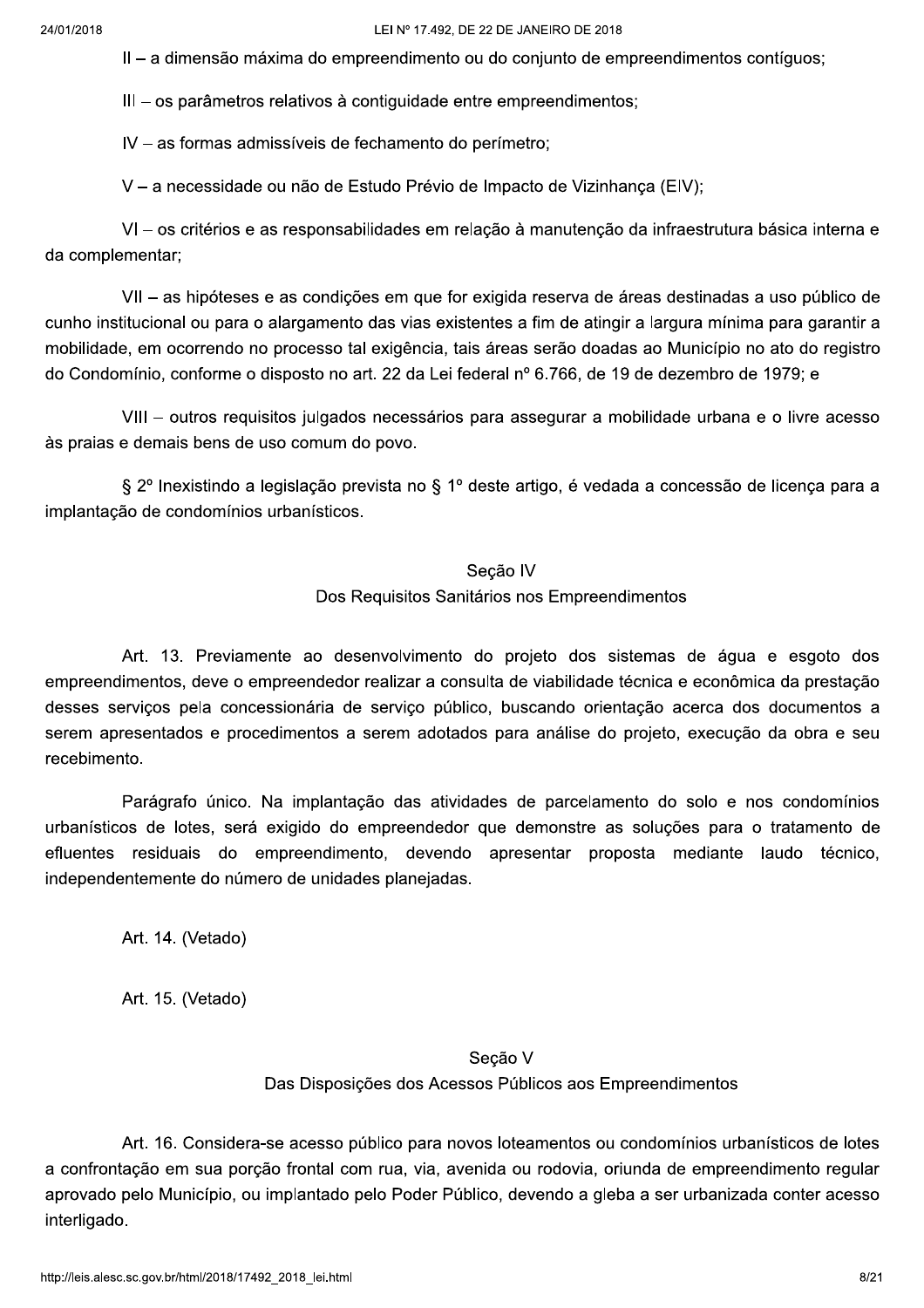II – a dimensão máxima do empreendimento ou do conjunto de empreendimentos contíguos;

III – os parâmetros relativos à contiguidade entre empreendimentos;

IV – as formas admissíveis de fechamento do perímetro;

V – a necessidade ou não de Estudo Prévio de Impacto de Vizinhança (EIV);

VI – os critérios e as responsabilidades em relação à manutenção da infraestrutura básica interna e da complementar;

VII – as hipóteses e as condições em que for exigida reserva de áreas destinadas a uso público de cunho institucional ou para o alargamento das vias existentes a fim de atingir a largura mínima para garantir a mobilidade, em ocorrendo no processo tal exigência, tais áreas serão doadas ao Município no ato do registro do Condomínio, conforme o disposto no art. 22 da Lei federal nº 6.766, de 19 de dezembro de 1979; e

VIII – outros requisitos julgados necessários para assegurar a mobilidade urbana e o livre acesso às praias e demais bens de uso comum do povo.

§ 2º Inexistindo a legislação prevista no § 1º deste artigo, é vedada a concessão de licença para a implantação de condomínios urbanísticos.

### Seção IV
### Dos Requisitos Sanitários nos Empreendimentos

Art. 13. Previamente ao desenvolvimento do projeto dos sistemas de água e esgoto dos empreendimentos, deve o empreendedor realizar a consulta de viabilidade técnica e econômica da prestação desses serviços pela concessionária de serviço público, buscando orientação acerca dos documentos a serem apresentados e procedimentos a serem adotados para análise do projeto, execução da obra e seu recebimento.

Parágrafo único. Na implantação das atividades de parcelamento do solo e nos condomínios urbanísticos de lotes, será exigido do empreendedor que demonstre as soluções para o tratamento de efluentes residuais do empreendimento, devendo apresentar proposta mediante laudo técnico, independentemente do número de unidades planejadas.

Art. 14. (Vetado)

Art. 15. (Vetado)

### Seção V
### Das Disposições dos Acessos Públicos aos Empreendimentos

Art. 16. Considera-se acesso público para novos loteamentos ou condomínios urbanísticos de lotes a confrontação em sua porção frontal com rua, via, avenida ou rodovia, oriunda de empreendimento regular aprovado pelo Município, ou implantado pelo Poder Público, devendo a gleba a ser urbanizada conter acesso interligado.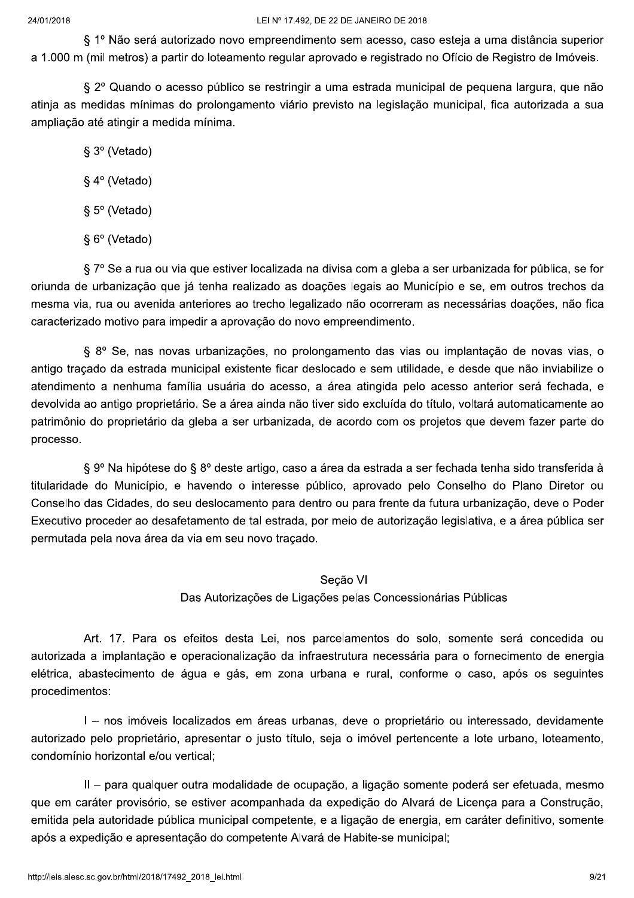§ 1º Não será autorizado novo empreendimento sem acesso, caso esteja a uma distância superior a 1.000 m (mil metros) a partir do loteamento regular aprovado e registrado no Ofício de Registro de Imóveis.

§ 2º Quando o acesso público se restringir a uma estrada municipal de pequena largura, que não atinja as medidas mínimas do prolongamento viário previsto na legislação municipal, fica autorizada a sua ampliação até atingir a medida mínima.

§ 3º (Vetado)

§ 4º (Vetado)

§ 5º (Vetado)

§ 6º (Vetado)

§ 7º Se a rua ou via que estiver localizada na divisa com a gleba a ser urbanizada for pública, se for oriunda de urbanização que já tenha realizado as doações legais ao Município e se, em outros trechos da mesma via, rua ou avenida anteriores ao trecho legalizado não ocorreram as necessárias doações, não fica caracterizado motivo para impedir a aprovação do novo empreendimento.

§ 8º Se, nas novas urbanizações, no prolongamento das vias ou implantação de novas vias, o antigo traçado da estrada municipal existente ficar deslocado e sem utilidade, e desde que não inviabilize o atendimento a nenhuma família usuária do acesso, a área atingida pelo acesso anterior será fechada, e devolvida ao antigo proprietário. Se a área ainda não tiver sido excluída do título, voltará automaticamente ao patrimônio do proprietário da gleba a ser urbanizada, de acordo com os projetos que devem fazer parte do processo.

§ 9º Na hipótese do § 8º deste artigo, caso a área da estrada a ser fechada tenha sido transferida à titularidade do Município, e havendo o interesse público, aprovado pelo Conselho do Plano Diretor ou Conselho das Cidades, do seu deslocamento para dentro ou para frente da futura urbanização, deve o Poder Executivo proceder ao desafetamento de tal estrada, por meio de autorização legislativa, e a área pública ser permutada pela nova área da via em seu novo traçado.

### Seção VI
### Das Autorizações de Ligações pelas Concessionárias Públicas

Art. 17. Para os efeitos desta Lei, nos parcelamentos do solo, somente será concedida ou autorizada a implantação e operacionalização da infraestrutura necessária para o fornecimento de energia elétrica, abastecimento de água e gás, em zona urbana e rural, conforme o caso, após os seguintes procedimentos:

I – nos imóveis localizados em áreas urbanas, deve o proprietário ou interessado, devidamente autorizado pelo proprietário, apresentar o justo título, seja o imóvel pertencente a lote urbano, loteamento, condomínio horizontal e/ou vertical;

II – para qualquer outra modalidade de ocupação, a ligação somente poderá ser efetuada, mesmo que em caráter provisório, se estiver acompanhada da expedição do Alvará de Licença para a Construção, emitida pela autoridade pública municipal competente, e a ligação de energia, em caráter definitivo, somente após a expedição e apresentação do competente Alvará de Habite-se municipal;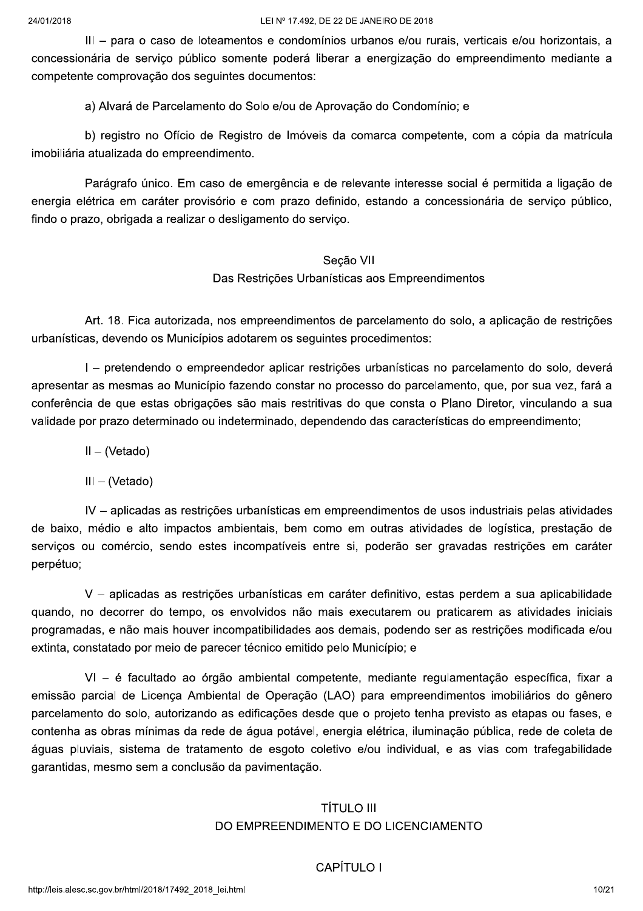III – para o caso de loteamentos e condomínios urbanos e/ou rurais, verticais e/ou horizontais, a concessionária de serviço público somente poderá liberar a energização do empreendimento mediante a competente comprovação dos seguintes documentos:

a) Alvará de Parcelamento do Solo e/ou de Aprovação do Condomínio; e

b) registro no Ofício de Registro de Imóveis da comarca competente, com a cópia da matrícula imobiliária atualizada do empreendimento.

Parágrafo único. Em caso de emergência e de relevante interesse social é permitida a ligação de energia elétrica em caráter provisório e com prazo definido, estando a concessionária de serviço público, findo o prazo, obrigada a realizar o desligamento do serviço.

### Seção VII
### Das Restrições Urbanísticas aos Empreendimentos

Art. 18. Fica autorizada, nos empreendimentos de parcelamento do solo, a aplicação de restrições urbanísticas, devendo os Municípios adotarem os seguintes procedimentos:

I – pretendendo o empreendedor aplicar restrições urbanísticas no parcelamento do solo, deverá apresentar as mesmas ao Município fazendo constar no processo do parcelamento, que, por sua vez, fará a conferência de que estas obrigações são mais restritivas do que consta o Plano Diretor, vinculando a sua validade por prazo determinado ou indeterminado, dependendo das características do empreendimento;

II – (Vetado)

III – (Vetado)

IV – aplicadas as restrições urbanísticas em empreendimentos de usos industriais pelas atividades de baixo, médio e alto impactos ambientais, bem como em outras atividades de logística, prestação de serviços ou comércio, sendo estes incompatíveis entre si, poderão ser gravadas restrições em caráter perpétuo;

V – aplicadas as restrições urbanísticas em caráter definitivo, estas perdem a sua aplicabilidade quando, no decorrer do tempo, os envolvidos não mais executarem ou praticarem as atividades iniciais programadas, e não mais houver incompatibilidades aos demais, podendo ser as restrições modificada e/ou extinta, constatado por meio de parecer técnico emitido pelo Município; e

VI – é facultado ao órgão ambiental competente, mediante regulamentação específica, fixar a emissão parcial de Licença Ambiental de Operação (LAO) para empreendimentos imobiliários do gênero parcelamento do solo, autorizando as edificações desde que o projeto tenha previsto as etapas ou fases, e contenha as obras mínimas da rede de água potável, energia elétrica, iluminação pública, rede de coleta de águas pluviais, sistema de tratamento de esgoto coletivo e/ou individual, e as vias com trafegabilidade garantidas, mesmo sem a conclusão da pavimentação.

## TÍTULO III
## DO EMPREENDIMENTO E DO LICENCIAMENTO

### CAPÍTULO I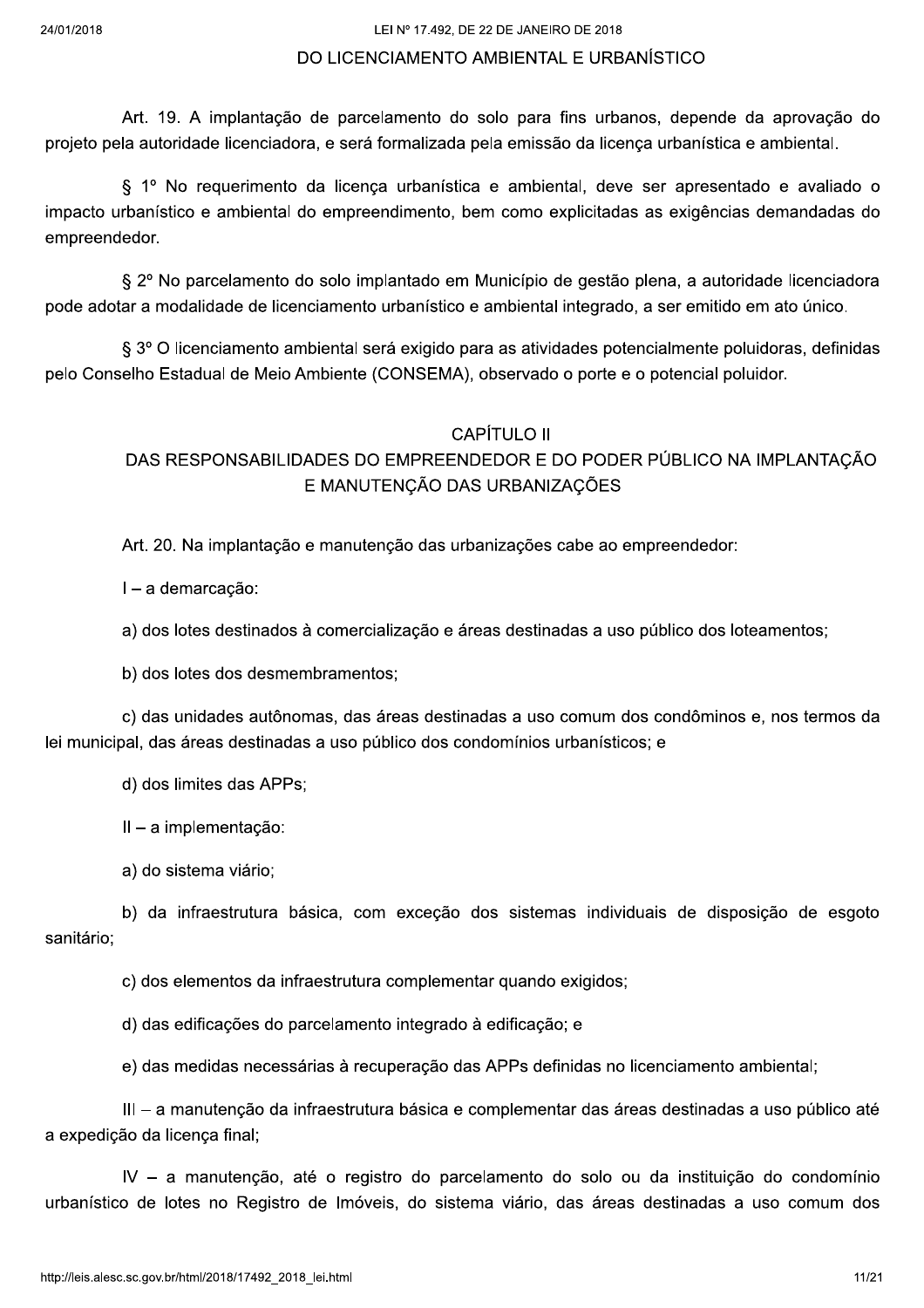DO LICENCIAMENTO AMBIENTAL E URBANÍSTICO

Art. 19. A implantação de parcelamento do solo para fins urbanos, depende da aprovação do projeto pela autoridade licenciadora, e será formalizada pela emissão da licença urbanística e ambiental.

§ 1º No requerimento da licença urbanística e ambiental, deve ser apresentado e avaliado o impacto urbanístico e ambiental do empreendimento, bem como explicitadas as exigências demandadas do empreendedor.

§ 2º No parcelamento do solo implantado em Município de gestão plena, a autoridade licenciadora pode adotar a modalidade de licenciamento urbanístico e ambiental integrado, a ser emitido em ato único.

§ 3º O licenciamento ambiental será exigido para as atividades potencialmente poluidoras, definidas pelo Conselho Estadual de Meio Ambiente (CONSEMA), observado o porte e o potencial poluidor.

## CAPÍTULO II
## DAS RESPONSABILIDADES DO EMPREENDEDOR E DO PODER PÚBLICO NA IMPLANTAÇÃO E MANUTENÇÃO DAS URBANIZAÇÕES

Art. 20. Na implantação e manutenção das urbanizações cabe ao empreendedor:

I – a demarcação:

a) dos lotes destinados à comercialização e áreas destinadas a uso público dos loteamentos;

b) dos lotes dos desmembramentos;

c) das unidades autônomas, das áreas destinadas a uso comum dos condôminos e, nos termos da lei municipal, das áreas destinadas a uso público dos condomínios urbanísticos; e

d) dos limites das APPs;

II – a implementação:

a) do sistema viário;

b) da infraestrutura básica, com exceção dos sistemas individuais de disposição de esgoto sanitário;

c) dos elementos da infraestrutura complementar quando exigidos;

d) das edificações do parcelamento integrado à edificação; e

e) das medidas necessárias à recuperação das APPs definidas no licenciamento ambiental;

III – a manutenção da infraestrutura básica e complementar das áreas destinadas a uso público até a expedição da licença final;

IV – a manutenção, até o registro do parcelamento do solo ou da instituição do condomínio urbanístico de lotes no Registro de Imóveis, do sistema viário, das áreas destinadas a uso comum dos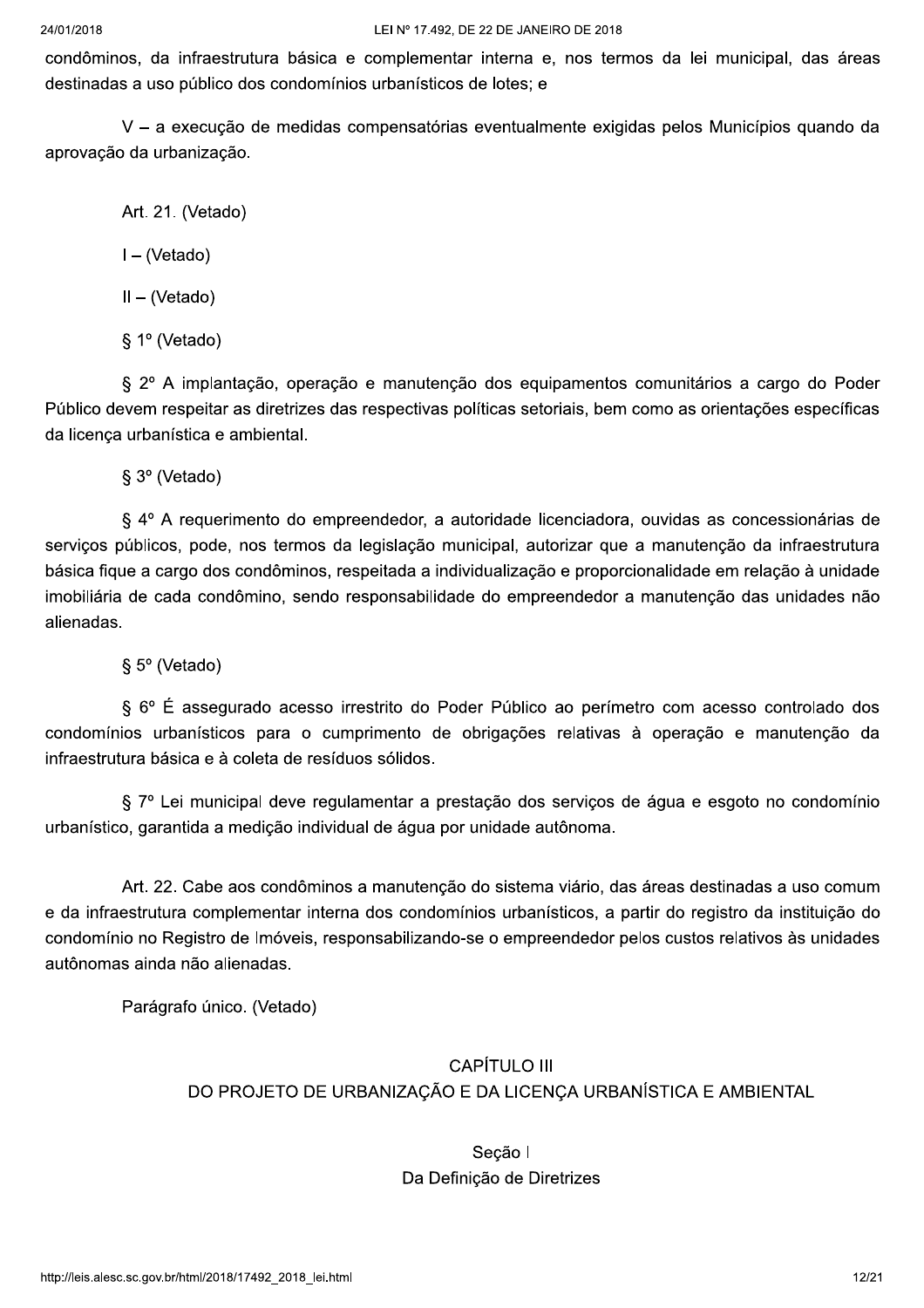condôminos, da infraestrutura básica e complementar interna e, nos termos da lei municipal, das áreas destinadas a uso público dos condomínios urbanísticos de lotes; e

V – a execução de medidas compensatórias eventualmente exigidas pelos Municípios quando da aprovação da urbanização.

Art. 21. (Vetado)

I – (Vetado)

II – (Vetado)

§ 1º (Vetado)

§ 2º A implantação, operação e manutenção dos equipamentos comunitários a cargo do Poder Público devem respeitar as diretrizes das respectivas políticas setoriais, bem como as orientações específicas da licença urbanística e ambiental.

§ 3º (Vetado)

§ 4º A requerimento do empreendedor, a autoridade licenciadora, ouvidas as concessionárias de serviços públicos, pode, nos termos da legislação municipal, autorizar que a manutenção da infraestrutura básica fique a cargo dos condôminos, respeitada a individualização e proporcionalidade em relação à unidade imobiliária de cada condômino, sendo responsabilidade do empreendedor a manutenção das unidades não alienadas.

§ 5º (Vetado)

§ 6º É assegurado acesso irrestrito do Poder Público ao perímetro com acesso controlado dos condomínios urbanísticos para o cumprimento de obrigações relativas à operação e manutenção da infraestrutura básica e à coleta de resíduos sólidos.

§ 7º Lei municipal deve regulamentar a prestação dos serviços de água e esgoto no condomínio urbanístico, garantida a medição individual de água por unidade autônoma.

Art. 22. Cabe aos condôminos a manutenção do sistema viário, das áreas destinadas a uso comum e da infraestrutura complementar interna dos condomínios urbanísticos, a partir do registro da instituição do condomínio no Registro de Imóveis, responsabilizando-se o empreendedor pelos custos relativos às unidades autônomas ainda não alienadas.

Parágrafo único. (Vetado)

## CAPÍTULO III
## DO PROJETO DE URBANIZAÇÃO E DA LICENÇA URBANÍSTICA E AMBIENTAL

### Seção I
### Da Definição de Diretrizes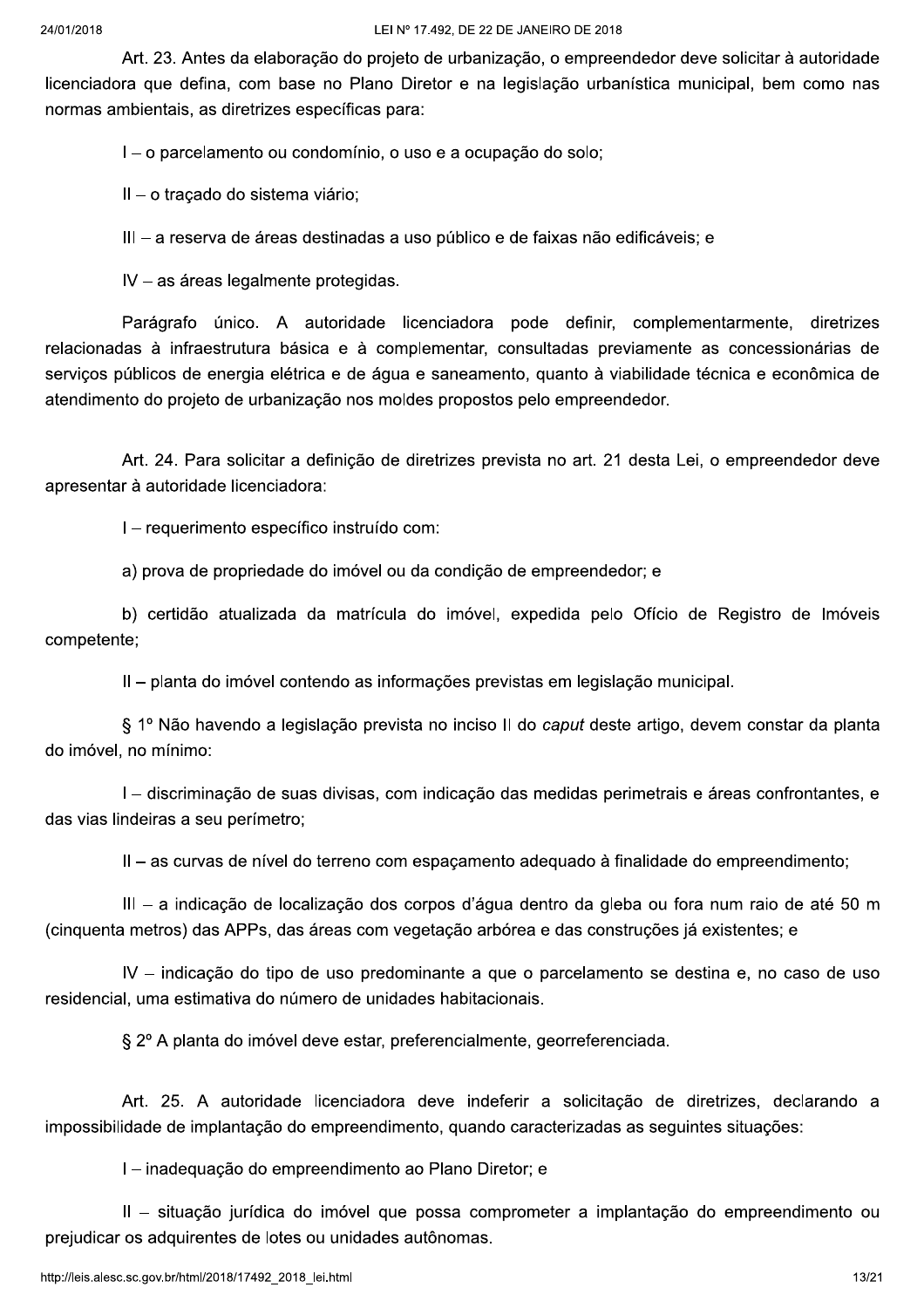Art. 23. Antes da elaboração do projeto de urbanização, o empreendedor deve solicitar à autoridade licenciadora que defina, com base no Plano Diretor e na legislação urbanística municipal, bem como nas normas ambientais, as diretrizes específicas para:

I – o parcelamento ou condomínio, o uso e a ocupação do solo;

II – o traçado do sistema viário;

III – a reserva de áreas destinadas a uso público e de faixas não edificáveis; e

IV – as áreas legalmente protegidas.

Parágrafo único. A autoridade licenciadora pode definir, complementarmente, diretrizes relacionadas à infraestrutura básica e à complementar, consultadas previamente as concessionárias de serviços públicos de energia elétrica e de água e saneamento, quanto à viabilidade técnica e econômica de atendimento do projeto de urbanização nos moldes propostos pelo empreendedor.

Art. 24. Para solicitar a definição de diretrizes prevista no art. 21 desta Lei, o empreendedor deve apresentar à autoridade licenciadora:

I – requerimento específico instruído com:

a) prova de propriedade do imóvel ou da condição de empreendedor; e

b) certidão atualizada da matrícula do imóvel, expedida pelo Ofício de Registro de Imóveis competente;

II – planta do imóvel contendo as informações previstas em legislação municipal.

§ 1º Não havendo a legislação prevista no inciso II do *caput* deste artigo, devem constar da planta do imóvel, no mínimo:

I – discriminação de suas divisas, com indicação das medidas perimetrais e áreas confrontantes, e das vias lindeiras a seu perímetro;

II – as curvas de nível do terreno com espaçamento adequado à finalidade do empreendimento;

III – a indicação de localização dos corpos d'água dentro da gleba ou fora num raio de até 50 m (cinquenta metros) das APPs, das áreas com vegetação arbórea e das construções já existentes; e

IV – indicação do tipo de uso predominante a que o parcelamento se destina e, no caso de uso residencial, uma estimativa do número de unidades habitacionais.

§ 2º A planta do imóvel deve estar, preferencialmente, georreferenciada.

Art. 25. A autoridade licenciadora deve indeferir a solicitação de diretrizes, declarando a impossibilidade de implantação do empreendimento, quando caracterizadas as seguintes situações:

I – inadequação do empreendimento ao Plano Diretor; e

II – situação jurídica do imóvel que possa comprometer a implantação do empreendimento ou prejudicar os adquirentes de lotes ou unidades autônomas.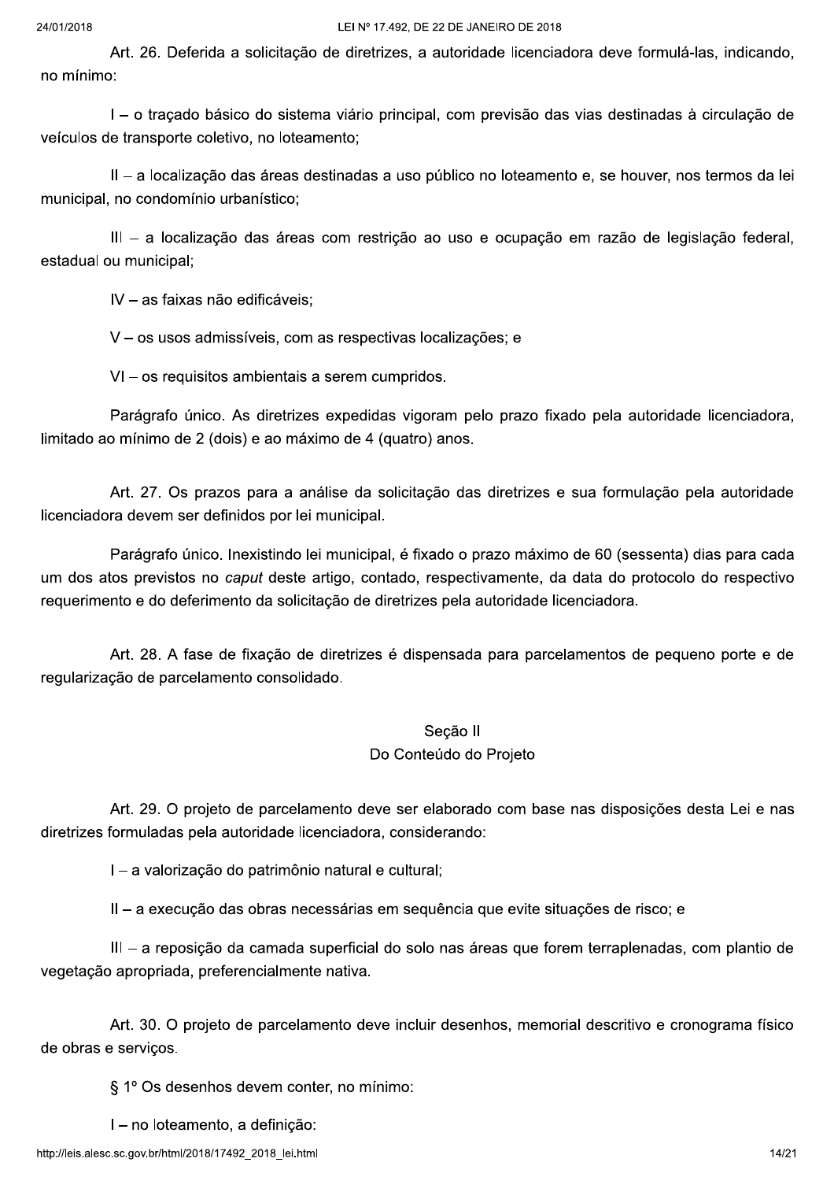Art. 26. Deferida a solicitação de diretrizes, a autoridade licenciadora deve formulá-las, indicando, no mínimo:

I – o traçado básico do sistema viário principal, com previsão das vias destinadas à circulação de veículos de transporte coletivo, no loteamento;

II – a localização das áreas destinadas a uso público no loteamento e, se houver, nos termos da lei municipal, no condomínio urbanístico;

III – a localização das áreas com restrição ao uso e ocupação em razão de legislação federal, estadual ou municipal;

IV – as faixas não edificáveis;

V – os usos admissíveis, com as respectivas localizações; e

VI – os requisitos ambientais a serem cumpridos.

Parágrafo único. As diretrizes expedidas vigoram pelo prazo fixado pela autoridade licenciadora, limitado ao mínimo de 2 (dois) e ao máximo de 4 (quatro) anos.

Art. 27. Os prazos para a análise da solicitação das diretrizes e sua formulação pela autoridade licenciadora devem ser definidos por lei municipal.

Parágrafo único. Inexistindo lei municipal, é fixado o prazo máximo de 60 (sessenta) dias para cada um dos atos previstos no *caput* deste artigo, contado, respectivamente, da data do protocolo do respectivo requerimento e do deferimento da solicitação de diretrizes pela autoridade licenciadora.

Art. 28. A fase de fixação de diretrizes é dispensada para parcelamentos de pequeno porte e de regularização de parcelamento consolidado.

## Seção II
## Do Conteúdo do Projeto

Art. 29. O projeto de parcelamento deve ser elaborado com base nas disposições desta Lei e nas diretrizes formuladas pela autoridade licenciadora, considerando:

I – a valorização do patrimônio natural e cultural;

II – a execução das obras necessárias em sequência que evite situações de risco; e

III – a reposição da camada superficial do solo nas áreas que forem terraplenadas, com plantio de vegetação apropriada, preferencialmente nativa.

Art. 30. O projeto de parcelamento deve incluir desenhos, memorial descritivo e cronograma físico de obras e serviços.

§ 1º Os desenhos devem conter, no mínimo:

I – no loteamento, a definição: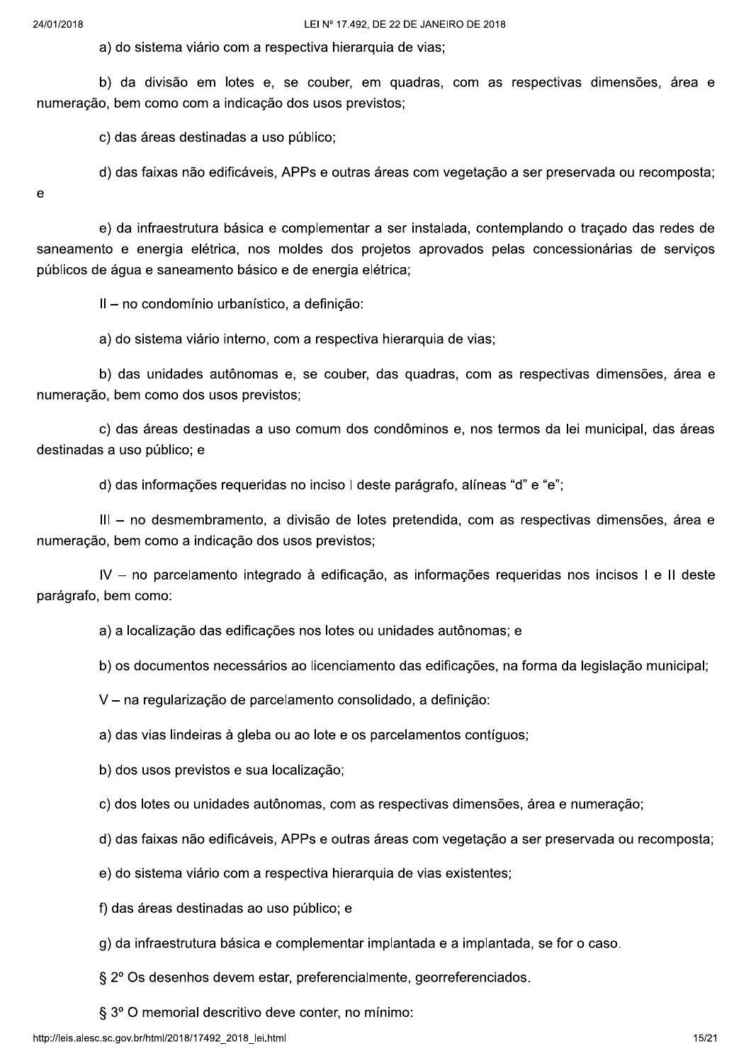a) do sistema viário com a respectiva hierarquia de vias;

b) da divisão em lotes e, se couber, em quadras, com as respectivas dimensões, área e numeração, bem como com a indicação dos usos previstos;

c) das áreas destinadas a uso público;

d) das faixas não edificáveis, APPs e outras áreas com vegetação a ser preservada ou recomposta; e

e) da infraestrutura básica e complementar a ser instalada, contemplando o traçado das redes de saneamento e energia elétrica, nos moldes dos projetos aprovados pelas concessionárias de serviços públicos de água e saneamento básico e de energia elétrica;

II – no condomínio urbanístico, a definição:

a) do sistema viário interno, com a respectiva hierarquia de vias;

b) das unidades autônomas e, se couber, das quadras, com as respectivas dimensões, área e numeração, bem como dos usos previstos;

c) das áreas destinadas a uso comum dos condôminos e, nos termos da lei municipal, das áreas destinadas a uso público; e

d) das informações requeridas no inciso I deste parágrafo, alíneas "d" e "e";

III – no desmembramento, a divisão de lotes pretendida, com as respectivas dimensões, área e numeração, bem como a indicação dos usos previstos;

IV – no parcelamento integrado à edificação, as informações requeridas nos incisos I e II deste parágrafo, bem como:

a) a localização das edificações nos lotes ou unidades autônomas; e

b) os documentos necessários ao licenciamento das edificações, na forma da legislação municipal;

V – na regularização de parcelamento consolidado, a definição:

a) das vias lindeiras à gleba ou ao lote e os parcelamentos contíguos;

b) dos usos previstos e sua localização;

c) dos lotes ou unidades autônomas, com as respectivas dimensões, área e numeração;

d) das faixas não edificáveis, APPs e outras áreas com vegetação a ser preservada ou recomposta;

e) do sistema viário com a respectiva hierarquia de vias existentes;

f) das áreas destinadas ao uso público; e

g) da infraestrutura básica e complementar implantada e a implantada, se for o caso.

§ 2º Os desenhos devem estar, preferencialmente, georreferenciados.

§ 3º O memorial descritivo deve conter, no mínimo: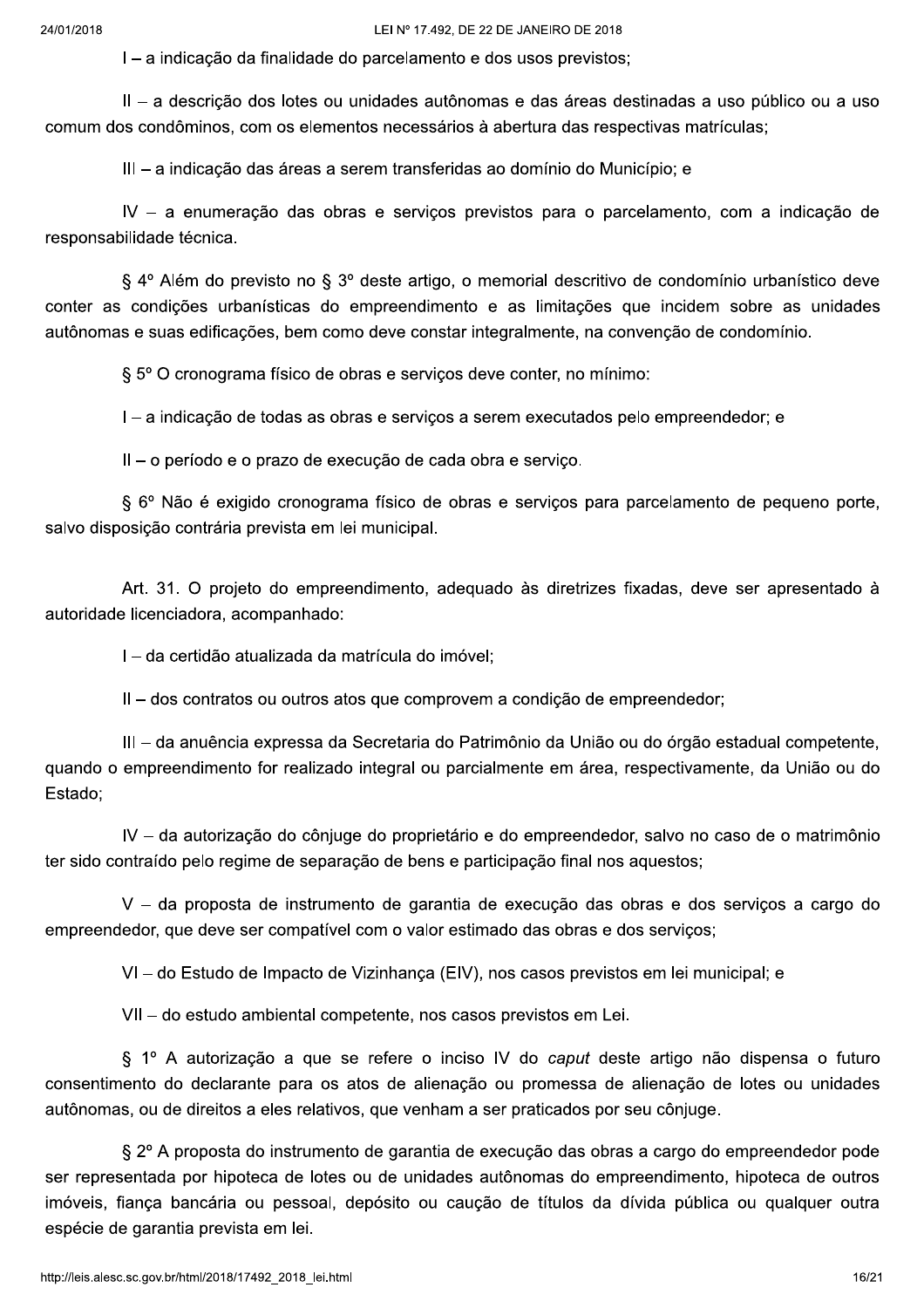I – a indicação da finalidade do parcelamento e dos usos previstos;

II – a descrição dos lotes ou unidades autônomas e das áreas destinadas a uso público ou a uso comum dos condôminos, com os elementos necessários à abertura das respectivas matrículas;

III – a indicação das áreas a serem transferidas ao domínio do Município; e

IV – a enumeração das obras e serviços previstos para o parcelamento, com a indicação de responsabilidade técnica.

§ 4º Além do previsto no § 3º deste artigo, o memorial descritivo de condomínio urbanístico deve conter as condições urbanísticas do empreendimento e as limitações que incidem sobre as unidades autônomas e suas edificações, bem como deve constar integralmente, na convenção de condomínio.

§ 5º O cronograma físico de obras e serviços deve conter, no mínimo:

I – a indicação de todas as obras e serviços a serem executados pelo empreendedor; e

II – o período e o prazo de execução de cada obra e serviço.

§ 6º Não é exigido cronograma físico de obras e serviços para parcelamento de pequeno porte, salvo disposição contrária prevista em lei municipal.

Art. 31. O projeto do empreendimento, adequado às diretrizes fixadas, deve ser apresentado à autoridade licenciadora, acompanhado:

I – da certidão atualizada da matrícula do imóvel;

II – dos contratos ou outros atos que comprovem a condição de empreendedor;

III – da anuência expressa da Secretaria do Patrimônio da União ou do órgão estadual competente, quando o empreendimento for realizado integral ou parcialmente em área, respectivamente, da União ou do Estado;

IV – da autorização do cônjuge do proprietário e do empreendedor, salvo no caso de o matrimônio ter sido contraído pelo regime de separação de bens e participação final nos aquestos;

V – da proposta de instrumento de garantia de execução das obras e dos serviços a cargo do empreendedor, que deve ser compatível com o valor estimado das obras e dos serviços;

VI – do Estudo de Impacto de Vizinhança (EIV), nos casos previstos em lei municipal; e

VII – do estudo ambiental competente, nos casos previstos em Lei.

§ 1º A autorização a que se refere o inciso IV do *caput* deste artigo não dispensa o futuro consentimento do declarante para os atos de alienação ou promessa de alienação de lotes ou unidades autônomas, ou de direitos a eles relativos, que venham a ser praticados por seu cônjuge.

§ 2º A proposta do instrumento de garantia de execução das obras a cargo do empreendedor pode ser representada por hipoteca de lotes ou de unidades autônomas do empreendimento, hipoteca de outros imóveis, fiança bancária ou pessoal, depósito ou caução de títulos da dívida pública ou qualquer outra espécie de garantia prevista em lei.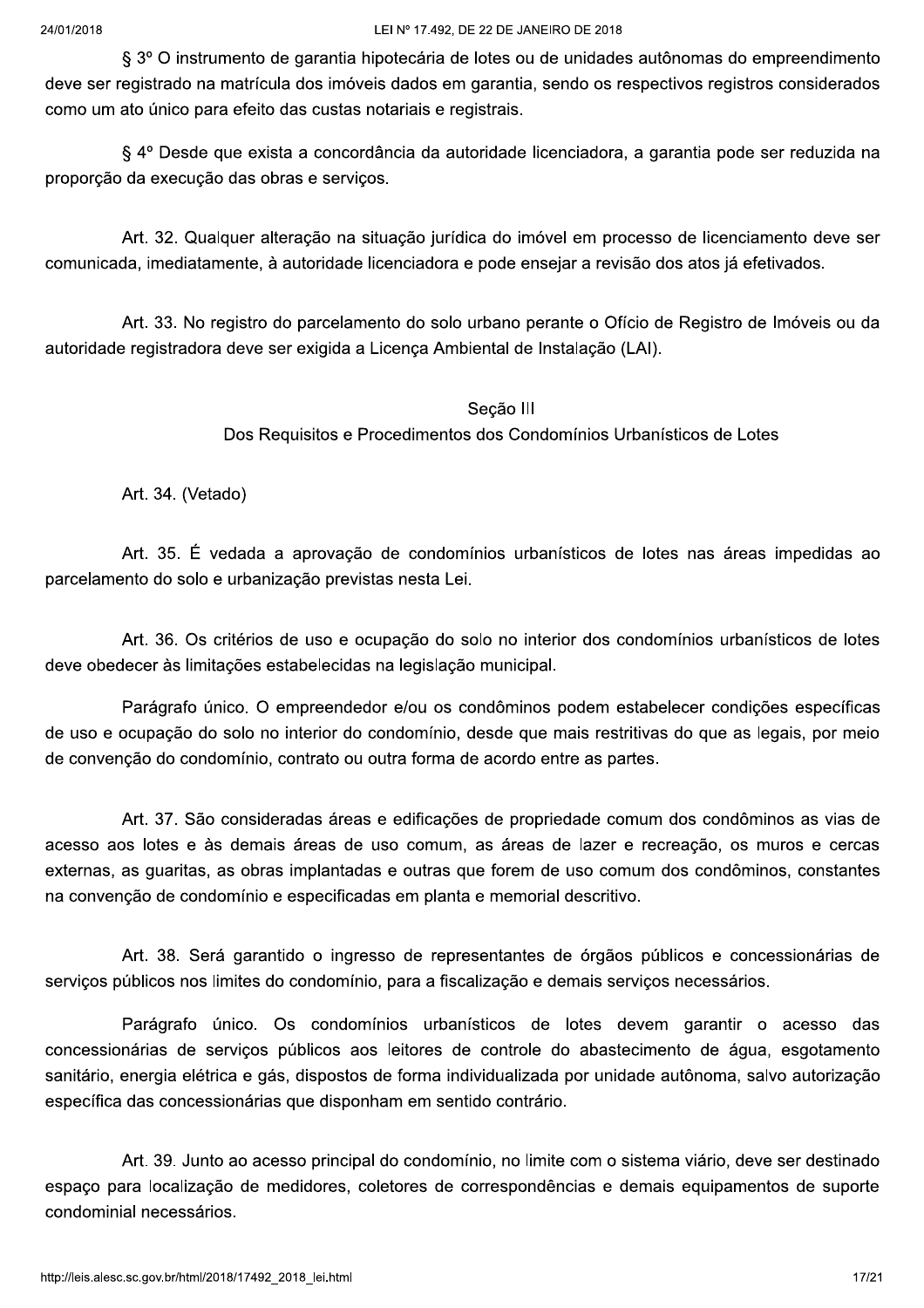§ 3º O instrumento de garantia hipotecária de lotes ou de unidades autônomas do empreendimento deve ser registrado na matrícula dos imóveis dados em garantia, sendo os respectivos registros considerados como um ato único para efeito das custas notariais e registrais.

§ 4º Desde que exista a concordância da autoridade licenciadora, a garantia pode ser reduzida na proporção da execução das obras e serviços.

Art. 32. Qualquer alteração na situação jurídica do imóvel em processo de licenciamento deve ser comunicada, imediatamente, à autoridade licenciadora e pode ensejar a revisão dos atos já efetivados.

Art. 33. No registro do parcelamento do solo urbano perante o Ofício de Registro de Imóveis ou da autoridade registradora deve ser exigida a Licença Ambiental de Instalação (LAI).

### Seção III
### Dos Requisitos e Procedimentos dos Condomínios Urbanísticos de Lotes

Art. 34. (Vetado)

Art. 35. É vedada a aprovação de condomínios urbanísticos de lotes nas áreas impedidas ao parcelamento do solo e urbanização previstas nesta Lei.

Art. 36. Os critérios de uso e ocupação do solo no interior dos condomínios urbanísticos de lotes deve obedecer às limitações estabelecidas na legislação municipal.

Parágrafo único. O empreendedor e/ou os condôminos podem estabelecer condições específicas de uso e ocupação do solo no interior do condomínio, desde que mais restritivas do que as legais, por meio de convenção do condomínio, contrato ou outra forma de acordo entre as partes.

Art. 37. São consideradas áreas e edificações de propriedade comum dos condôminos as vias de acesso aos lotes e às demais áreas de uso comum, as áreas de lazer e recreação, os muros e cercas externas, as guaritas, as obras implantadas e outras que forem de uso comum dos condôminos, constantes na convenção de condomínio e especificadas em planta e memorial descritivo.

Art. 38. Será garantido o ingresso de representantes de órgãos públicos e concessionárias de serviços públicos nos limites do condomínio, para a fiscalização e demais serviços necessários.

Parágrafo único. Os condomínios urbanísticos de lotes devem garantir o acesso das concessionárias de serviços públicos aos leitores de controle do abastecimento de água, esgotamento sanitário, energia elétrica e gás, dispostos de forma individualizada por unidade autônoma, salvo autorização específica das concessionárias que disponham em sentido contrário.

Art. 39. Junto ao acesso principal do condomínio, no limite com o sistema viário, deve ser destinado espaço para localização de medidores, coletores de correspondências e demais equipamentos de suporte condominial necessários.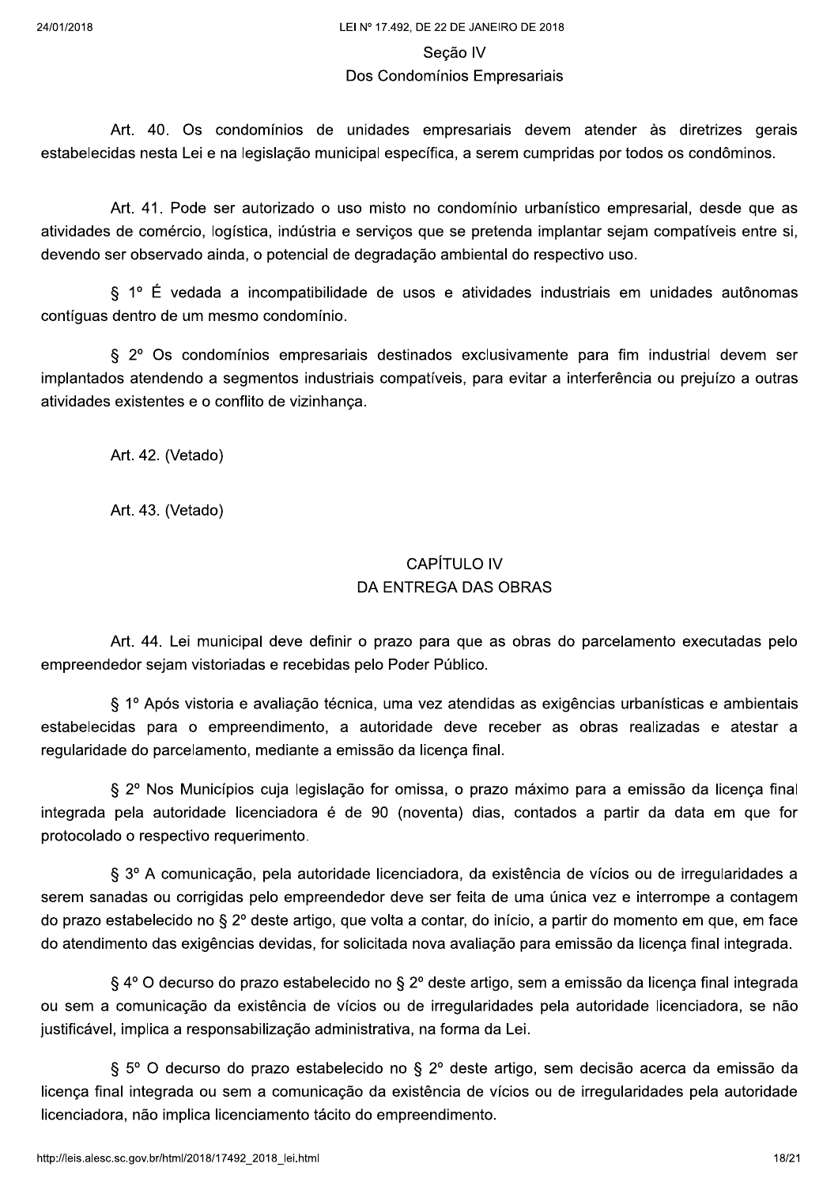### Seção IV
### Dos Condomínios Empresariais

Art. 40. Os condomínios de unidades empresariais devem atender às diretrizes gerais estabelecidas nesta Lei e na legislação municipal específica, a serem cumpridas por todos os condôminos.

Art. 41. Pode ser autorizado o uso misto no condomínio urbanístico empresarial, desde que as atividades de comércio, logística, indústria e serviços que se pretenda implantar sejam compatíveis entre si, devendo ser observado ainda, o potencial de degradação ambiental do respectivo uso.

§ 1º É vedada a incompatibilidade de usos e atividades industriais em unidades autônomas contíguas dentro de um mesmo condomínio.

§ 2º Os condomínios empresariais destinados exclusivamente para fim industrial devem ser implantados atendendo a segmentos industriais compatíveis, para evitar a interferência ou prejuízo a outras atividades existentes e o conflito de vizinhança.

Art. 42. (Vetado)

Art. 43. (Vetado)

## CAPÍTULO IV
## DA ENTREGA DAS OBRAS

Art. 44. Lei municipal deve definir o prazo para que as obras do parcelamento executadas pelo empreendedor sejam vistoriadas e recebidas pelo Poder Público.

§ 1º Após vistoria e avaliação técnica, uma vez atendidas as exigências urbanísticas e ambientais estabelecidas para o empreendimento, a autoridade deve receber as obras realizadas e atestar a regularidade do parcelamento, mediante a emissão da licença final.

§ 2º Nos Municípios cuja legislação for omissa, o prazo máximo para a emissão da licença final integrada pela autoridade licenciadora é de 90 (noventa) dias, contados a partir da data em que for protocolado o respectivo requerimento.

§ 3º A comunicação, pela autoridade licenciadora, da existência de vícios ou de irregularidades a serem sanadas ou corrigidas pelo empreendedor deve ser feita de uma única vez e interrompe a contagem do prazo estabelecido no § 2º deste artigo, que volta a contar, do início, a partir do momento em que, em face do atendimento das exigências devidas, for solicitada nova avaliação para emissão da licença final integrada.

§ 4º O decurso do prazo estabelecido no § 2º deste artigo, sem a emissão da licença final integrada ou sem a comunicação da existência de vícios ou de irregularidades pela autoridade licenciadora, se não justificável, implica a responsabilização administrativa, na forma da Lei.

§ 5º O decurso do prazo estabelecido no § 2º deste artigo, sem decisão acerca da emissão da licença final integrada ou sem a comunicação da existência de vícios ou de irregularidades pela autoridade licenciadora, não implica licenciamento tácito do empreendimento.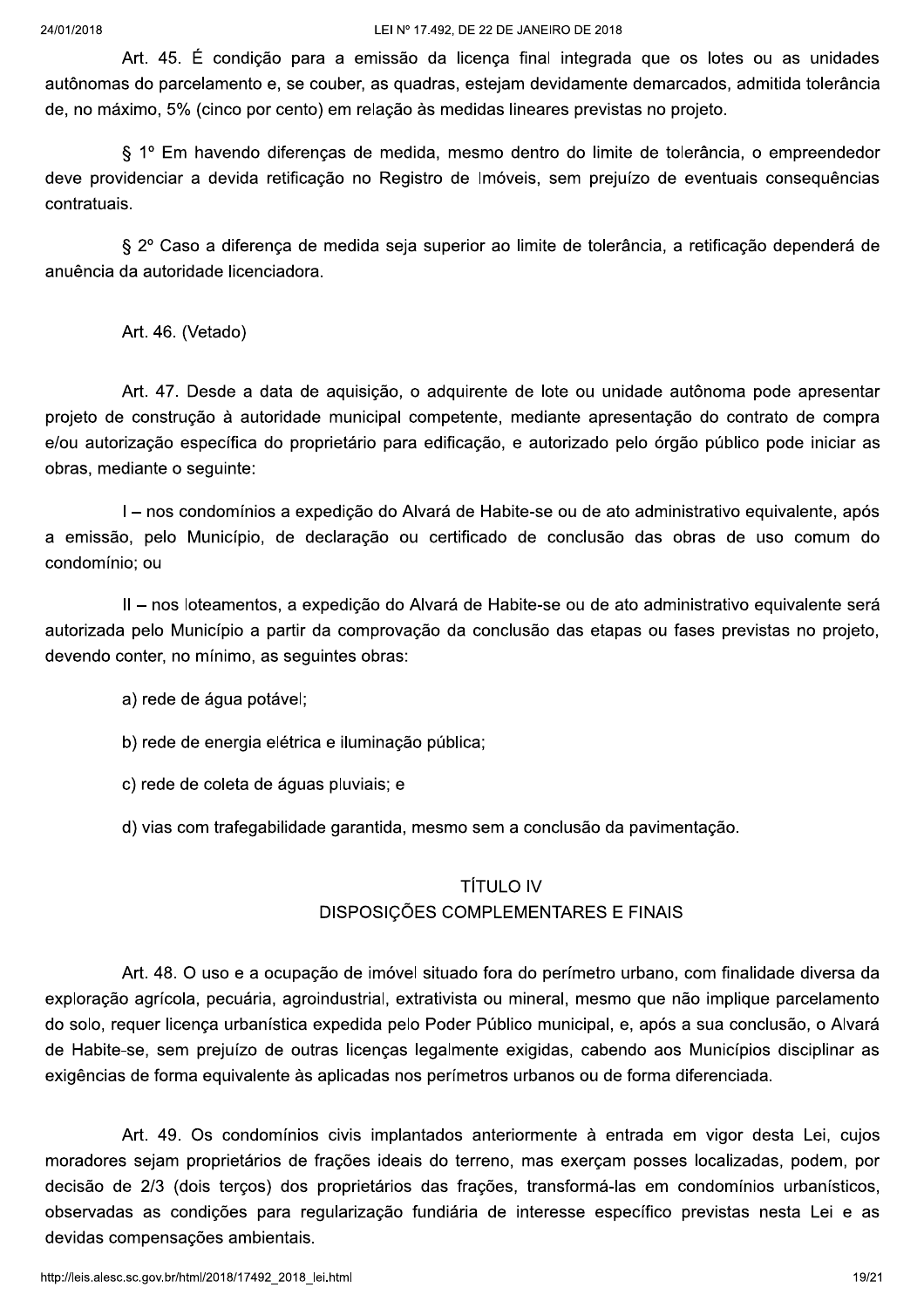Art. 45. É condição para a emissão da licença final integrada que os lotes ou as unidades autônomas do parcelamento e, se couber, as quadras, estejam devidamente demarcados, admitida tolerância de, no máximo, 5% (cinco por cento) em relação às medidas lineares previstas no projeto.

§ 1º Em havendo diferenças de medida, mesmo dentro do limite de tolerância, o empreendedor deve providenciar a devida retificação no Registro de Imóveis, sem prejuízo de eventuais consequências contratuais.

§ 2º Caso a diferença de medida seja superior ao limite de tolerância, a retificação dependerá de anuência da autoridade licenciadora.

Art. 46. (Vetado)

Art. 47. Desde a data de aquisição, o adquirente de lote ou unidade autônoma pode apresentar projeto de construção à autoridade municipal competente, mediante apresentação do contrato de compra e/ou autorização específica do proprietário para edificação, e autorizado pelo órgão público pode iniciar as obras, mediante o seguinte:

I – nos condomínios a expedição do Alvará de Habite-se ou de ato administrativo equivalente, após a emissão, pelo Município, de declaração ou certificado de conclusão das obras de uso comum do condomínio; ou

II – nos loteamentos, a expedição do Alvará de Habite-se ou de ato administrativo equivalente será autorizada pelo Município a partir da comprovação da conclusão das etapas ou fases previstas no projeto, devendo conter, no mínimo, as seguintes obras:

a) rede de água potável;

b) rede de energia elétrica e iluminação pública;

c) rede de coleta de águas pluviais; e

d) vias com trafegabilidade garantida, mesmo sem a conclusão da pavimentação.

## TÍTULO IV
## DISPOSIÇÕES COMPLEMENTARES E FINAIS

Art. 48. O uso e a ocupação de imóvel situado fora do perímetro urbano, com finalidade diversa da exploração agrícola, pecuária, agroindustrial, extrativista ou mineral, mesmo que não implique parcelamento do solo, requer licença urbanística expedida pelo Poder Público municipal, e, após a sua conclusão, o Alvará de Habite-se, sem prejuízo de outras licenças legalmente exigidas, cabendo aos Municípios disciplinar as exigências de forma equivalente às aplicadas nos perímetros urbanos ou de forma diferenciada.

Art. 49. Os condomínios civis implantados anteriormente à entrada em vigor desta Lei, cujos moradores sejam proprietários de frações ideais do terreno, mas exerçam posses localizadas, podem, por decisão de 2/3 (dois terços) dos proprietários das frações, transformá-las em condomínios urbanísticos, observadas as condições para regularização fundiária de interesse específico previstas nesta Lei e as devidas compensações ambientais.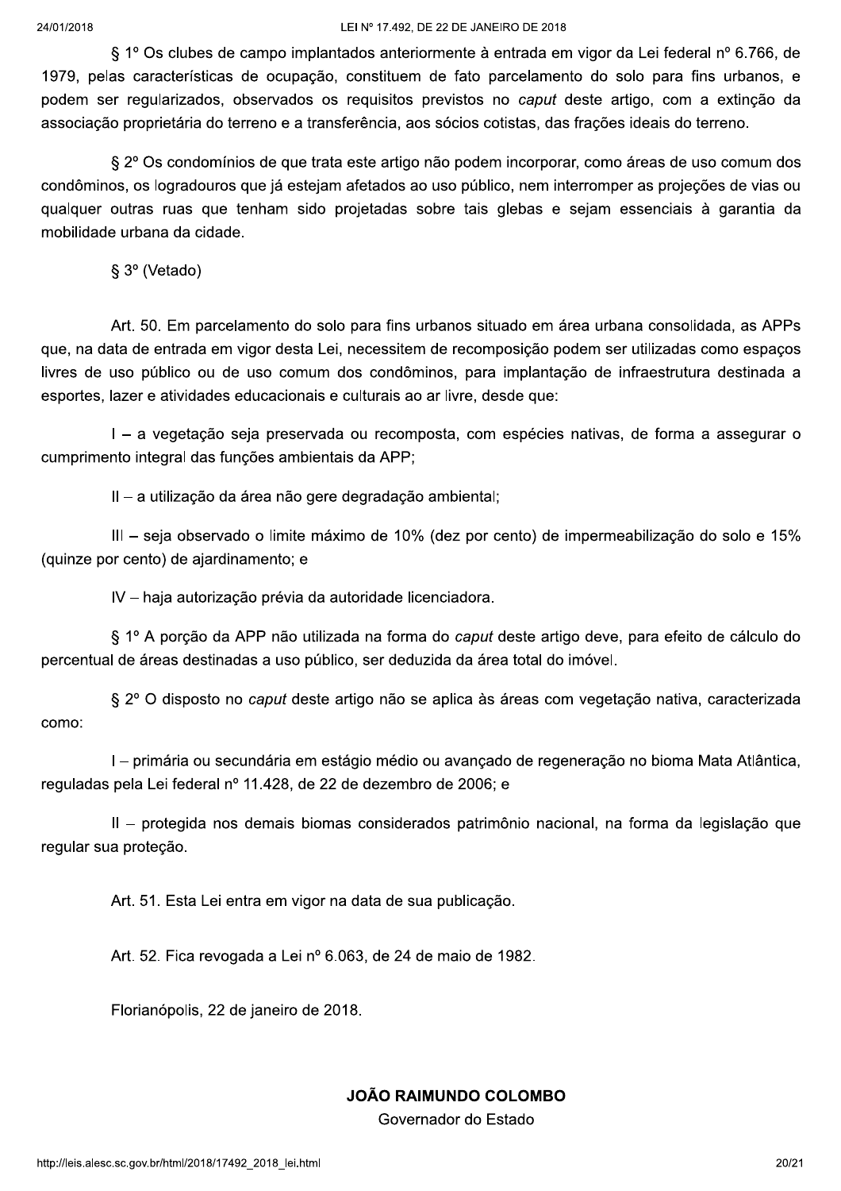§ 1º Os clubes de campo implantados anteriormente à entrada em vigor da Lei federal nº 6.766, de 1979, pelas características de ocupação, constituem de fato parcelamento do solo para fins urbanos, e podem ser regularizados, observados os requisitos previstos no *caput* deste artigo, com a extinção da associação proprietária do terreno e a transferência, aos sócios cotistas, das frações ideais do terreno.

§ 2º Os condomínios de que trata este artigo não podem incorporar, como áreas de uso comum dos condôminos, os logradouros que já estejam afetados ao uso público, nem interromper as projeções de vias ou qualquer outras ruas que tenham sido projetadas sobre tais glebas e sejam essenciais à garantia da mobilidade urbana da cidade.

§ 3º (Vetado)

Art. 50. Em parcelamento do solo para fins urbanos situado em área urbana consolidada, as APPs que, na data de entrada em vigor desta Lei, necessitem de recomposição podem ser utilizadas como espaços livres de uso público ou de uso comum dos condôminos, para implantação de infraestrutura destinada a esportes, lazer e atividades educacionais e culturais ao ar livre, desde que:

I – a vegetação seja preservada ou recomposta, com espécies nativas, de forma a assegurar o cumprimento integral das funções ambientais da APP;

II – a utilização da área não gere degradação ambiental;

III – seja observado o limite máximo de 10% (dez por cento) de impermeabilização do solo e 15% (quinze por cento) de ajardinamento; e

IV – haja autorização prévia da autoridade licenciadora.

§ 1º A porção da APP não utilizada na forma do *caput* deste artigo deve, para efeito de cálculo do percentual de áreas destinadas a uso público, ser deduzida da área total do imóvel.

§ 2º O disposto no *caput* deste artigo não se aplica às áreas com vegetação nativa, caracterizada como:

I – primária ou secundária em estágio médio ou avançado de regeneração no bioma Mata Atlântica, reguladas pela Lei federal nº 11.428, de 22 de dezembro de 2006; e

II – protegida nos demais biomas considerados patrimônio nacional, na forma da legislação que regular sua proteção.

Art. 51. Esta Lei entra em vigor na data de sua publicação.

Art. 52. Fica revogada a Lei nº 6.063, de 24 de maio de 1982.

Florianópolis, 22 de janeiro de 2018.

**JOÃO RAIMUNDO COLOMBO**

Governador do Estado